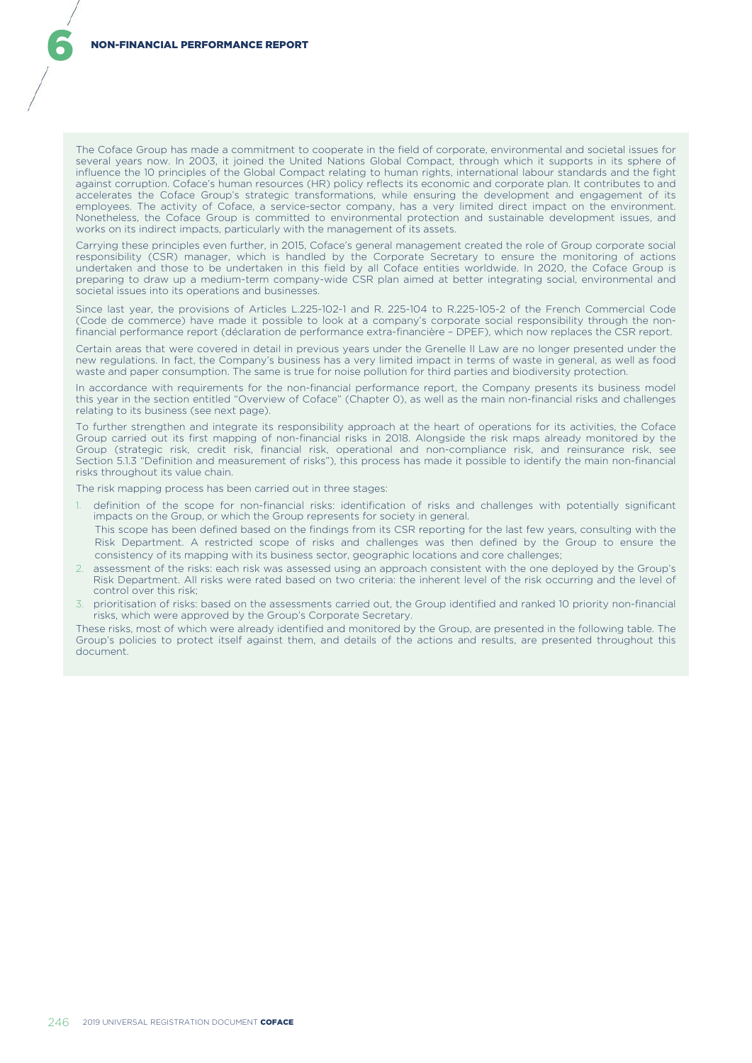The Coface Group has made a commitment to cooperate in the field of corporate, environmental and societal issues for several years now. In 2003, it joined the United Nations Global Compact, through which it supports in its sphere of influence the 10 principles of the Global Compact relating to human rights, international labour standards and the fight against corruption. Coface's human resources (HR) policy reflects its economic and corporate plan. It contributes to and accelerates the Coface Group's strategic transformations, while ensuring the development and engagement of its employees. The activity of Coface, a service-sector company, has a very limited direct impact on the environment. Nonetheless, the Coface Group is committed to environmental protection and sustainable development issues, and works on its indirect impacts, particularly with the management of its assets.

Carrying these principles even further, in 2015, Coface's general management created the role of Group corporate social responsibility (CSR) manager, which is handled by the Corporate Secretary to ensure the monitoring of actions undertaken and those to be undertaken in this field by all Coface entities worldwide. In 2020, the Coface Group is preparing to draw up a medium-term company-wide CSR plan aimed at better integrating social, environmental and societal issues into its operations and businesses.

Since last year, the provisions of Articles L.225-102-1 and R. 225-104 to R.225-105-2 of the French Commercial Code (Code de commerce) have made it possible to look at a company's corporate social responsibility through the non-financial performance report (déclaration de performance extra-financière – DPEF), which now replaces the CSR report.

Certain areas that were covered in detail in previous years under the Grenelle II Law are no longer presented under the new regulations. In fact, the Company's business has a very limited impact in terms of waste in general, as well as food waste and paper consumption. The same is true for noise pollution for third parties and biodiversity protection.

In accordance with requirements for the non-financial performance report, the Company presents its business model this year in the section entitled "Overview of Coface" (Chapter 0), as well as the main non-financial risks and challenges relating to its business (see next page).

To further strengthen and integrate its responsibility approach at the heart of operations for its activities, the Coface Group carried out its first mapping of non-financial risks in 2018. Alongside the risk maps already monitored by the Group (strategic risk, credit risk, financial risk, operational and non-compliance risk, and reinsurance risk, see Section 5.1.3 "Definition and measurement of risks"), this process has made it possible to identify the main non-financial risks throughout its value chain.

The risk mapping process has been carried out in three stages:

1. definition of the scope for non-financial risks: identification of risks and challenges with potentially significant impacts on the Group, or which the Group represents for society in general.

   This scope has been defined based on the findings from its CSR reporting for the last few years, consulting with the Risk Department. A restricted scope of risks and challenges was then defined by the Group to ensure the consistency of its mapping with its business sector, geographic locations and core challenges;
2. assessment of the risks: each risk was assessed using an approach consistent with the one deployed by the Group's Risk Department. All risks were rated based on two criteria: the inherent level of the risk occurring and the level of control over this risk;
3. prioritisation of risks: based on the assessments carried out, the Group identified and ranked 10 priority non-financial risks, which were approved by the Group's Corporate Secretary.

These risks, most of which were already identified and monitored by the Group, are presented in the following table. The Group's policies to protect itself against them, and details of the actions and results, are presented throughout this document.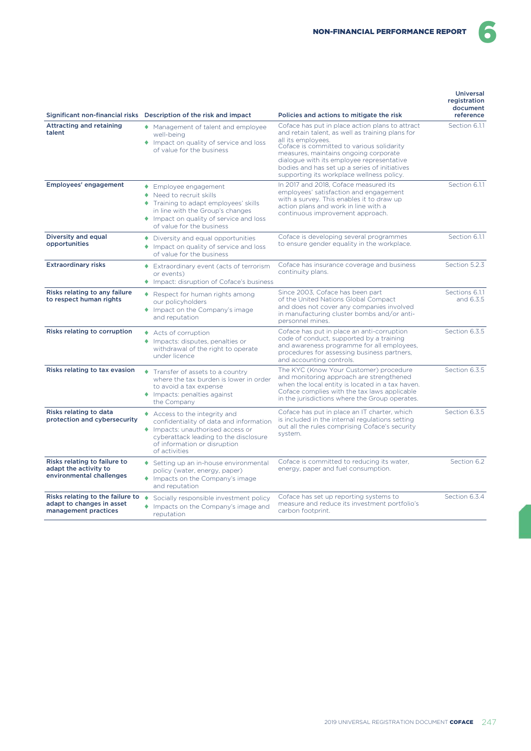| Significant non-financial risks | Description of the risk and impact | Policies and actions to mitigate the risk | Universal registration document reference |
|---|---|---|---|
| **Attracting and retaining talent** | ♦ Management of talent and employee well-being<br>♦ Impact on quality of service and loss of value for the business | Coface has put in place action plans to attract and retain talent, as well as training plans for all its employees.<br>Coface is committed to various solidarity measures, maintains ongoing corporate dialogue with its employee representative bodies and has set up a series of initiatives supporting its workplace wellness policy. | Section 6.1.1 |
| **Employees' engagement** | ♦ Employee engagement<br>♦ Need to recruit skills<br>♦ Training to adapt employees' skills in line with the Group's changes<br>♦ Impact on quality of service and loss of value for the business | In 2017 and 2018, Coface measured its employees' satisfaction and engagement with a survey. This enables it to draw up action plans and work in line with a continuous improvement approach. | Section 6.1.1 |
| **Diversity and equal opportunities** | ♦ Diversity and equal opportunities<br>♦ Impact on quality of service and loss of value for the business | Coface is developing several programmes to ensure gender equality in the workplace. | Section 6.1.1 |
| **Extraordinary risks** | ♦ Extraordinary event (acts of terrorism or events)<br>♦ Impact: disruption of Coface's business | Coface has insurance coverage and business continuity plans. | Section 5.2.3 |
| **Risks relating to any failure to respect human rights** | ♦ Respect for human rights among our policyholders<br>♦ Impact on the Company's image and reputation | Since 2003, Coface has been part of the United Nations Global Compact and does not cover any companies involved in manufacturing cluster bombs and/or anti-personnel mines. | Sections 6.1.1 and 6.3.5 |
| **Risks relating to corruption** | ♦ Acts of corruption<br>♦ Impacts: disputes, penalties or withdrawal of the right to operate under licence | Coface has put in place an anti-corruption code of conduct, supported by a training and awareness programme for all employees, procedures for assessing business partners, and accounting controls. | Section 6.3.5 |
| **Risks relating to tax evasion** | ♦ Transfer of assets to a country where the tax burden is lower in order to avoid a tax expense<br>♦ Impacts: penalties against the Company | The KYC (Know Your Customer) procedure and monitoring approach are strengthened when the local entity is located in a tax haven. Coface complies with the tax laws applicable in the jurisdictions where the Group operates. | Section 6.3.5 |
| **Risks relating to data protection and cybersecurity** | ♦ Access to the integrity and confidentiality of data and information<br>♦ Impacts: unauthorised access or cyberattack leading to the disclosure of information or disruption of activities | Coface has put in place an IT charter, which is included in the internal regulations setting out all the rules comprising Coface's security system. | Section 6.3.5 |
| **Risks relating to failure to adapt the activity to environmental challenges** | ♦ Setting up an in-house environmental policy (water, energy, paper)<br>♦ Impacts on the Company's image and reputation | Coface is committed to reducing its water, energy, paper and fuel consumption. | Section 6.2 |
| **Risks relating to the failure to adapt to changes in asset management practices** | ♦ Socially responsible investment policy<br>♦ Impacts on the Company's image and reputation | Coface has set up reporting systems to measure and reduce its investment portfolio's carbon footprint. | Section 6.3.4 |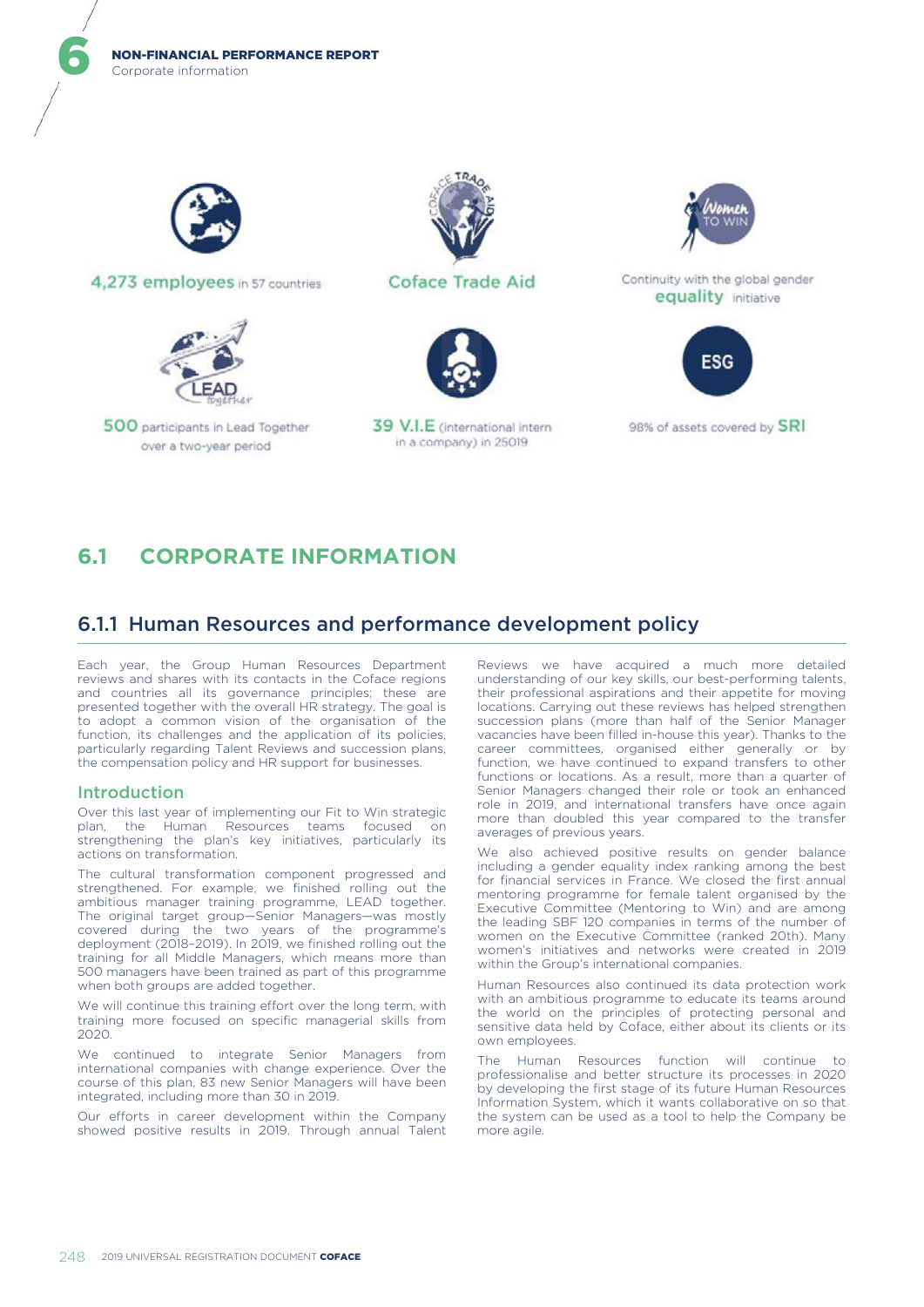4,273 employees in 57 countries

Coface Trade Aid

Continuity with the global gender equality initiative

500 participants in Lead Together over a two-year period

39 V.I.E (international intern in a company) in 25019

98% of assets covered by SRI

# 6.1 CORPORATE INFORMATION

## 6.1.1 Human Resources and performance development policy

Each year, the Group Human Resources Department reviews and shares with its contacts in the Coface regions and countries all its governance principles; these are presented together with the overall HR strategy. The goal is to adopt a common vision of the organisation of the function, its challenges and the application of its policies, particularly regarding Talent Reviews and succession plans, the compensation policy and HR support for businesses.

### Introduction

Over this last year of implementing our Fit to Win strategic plan, the Human Resources teams focused on strengthening the plan's key initiatives, particularly its actions on transformation.

The cultural transformation component progressed and strengthened. For example, we finished rolling out the ambitious manager training programme, LEAD together. The original target group—Senior Managers—was mostly covered during the two years of the programme's deployment (2018–2019). In 2019, we finished rolling out the training for all Middle Managers, which means more than 500 managers have been trained as part of this programme when both groups are added together.

We will continue this training effort over the long term, with training more focused on specific managerial skills from 2020.

We continued to integrate Senior Managers from international companies with change experience. Over the course of this plan, 83 new Senior Managers will have been integrated, including more than 30 in 2019.

Our efforts in career development within the Company showed positive results in 2019. Through annual Talent Reviews we have acquired a much more detailed understanding of our key skills, our best-performing talents, their professional aspirations and their appetite for moving locations. Carrying out these reviews has helped strengthen succession plans (more than half of the Senior Manager vacancies have been filled in-house this year). Thanks to the career committees, organised either generally or by function, we have continued to expand transfers to other functions or locations. As a result, more than a quarter of Senior Managers changed their role or took an enhanced role in 2019, and international transfers have once again more than doubled this year compared to the transfer averages of previous years.

We also achieved positive results on gender balance including a gender equality index ranking among the best for financial services in France. We closed the first annual mentoring programme for female talent organised by the Executive Committee (Mentoring to Win) and are among the leading SBF 120 companies in terms of the number of women on the Executive Committee (ranked 20th). Many women's initiatives and networks were created in 2019 within the Group's international companies.

Human Resources also continued its data protection work with an ambitious programme to educate its teams around the world on the principles of protecting personal and sensitive data held by Coface, either about its clients or its own employees.

The Human Resources function will continue to professionalise and better structure its processes in 2020 by developing the first stage of its future Human Resources Information System, which it wants collaborative on so that the system can be used as a tool to help the Company be more agile.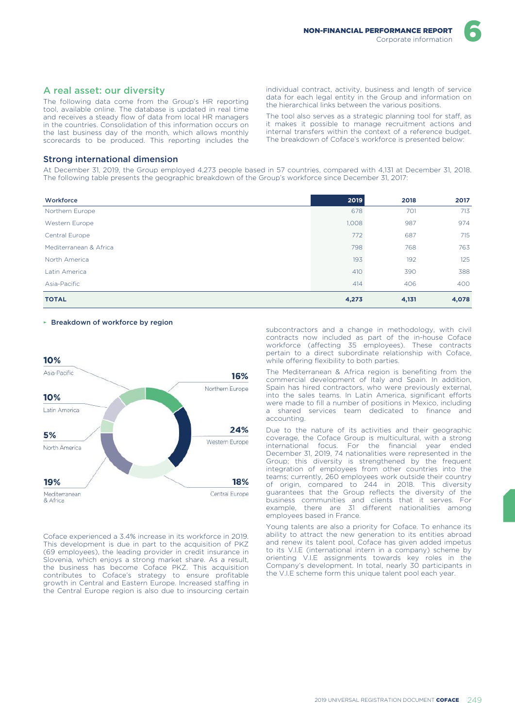## A real asset: our diversity

The following data come from the Group's HR reporting tool, available online. The database is updated in real time and receives a steady flow of data from local HR managers in the countries. Consolidation of this information occurs on the last business day of the month, which allows monthly scorecards to be produced. This reporting includes the individual contract, activity, business and length of service data for each legal entity in the Group and information on the hierarchical links between the various positions.

The tool also serves as a strategic planning tool for staff, as it makes it possible to manage recruitment actions and internal transfers within the context of a reference budget. The breakdown of Coface's workforce is presented below:

### Strong international dimension

At December 31, 2019, the Group employed 4,273 people based in 57 countries, compared with 4,131 at December 31, 2018. The following table presents the geographic breakdown of the Group's workforce since December 31, 2017:

| Workforce | 2019 | 2018 | 2017 |
|---|---|---|---|
| Northern Europe | 678 | 701 | 713 |
| Western Europe | 1,008 | 987 | 974 |
| Central Europe | 772 | 687 | 715 |
| Mediterranean & Africa | 798 | 768 | 763 |
| North America | 193 | 192 | 125 |
| Latin America | 410 | 390 | 388 |
| Asia-Pacific | 414 | 406 | 400 |
| **TOTAL** | **4,273** | **4,131** | **4,078** |

▸ **Breakdown of workforce by region**

| Region | % |
|---|---|
| Asia-Pacific | 10% |
| Northern Europe | 16% |
| Latin America | 10% |
| Western Europe | 24% |
| North America | 5% |
| Mediterranean & Africa | 19% |
| Central Europe | 18% |

Coface experienced a 3.4% increase in its workforce in 2019. This development is due in part to the acquisition of PKZ (69 employees), the leading provider in credit insurance in Slovenia, which enjoys a strong market share. As a result, the business has become Coface PKZ. This acquisition contributes to Coface's strategy to ensure profitable growth in Central and Eastern Europe. Increased staffing in the Central Europe region is also due to insourcing certain subcontractors and a change in methodology, with civil contracts now included as part of the in-house Coface workforce (affecting 35 employees). These contracts pertain to a direct subordinate relationship with Coface, while offering flexibility to both parties.

The Mediterranean & Africa region is benefiting from the commercial development of Italy and Spain. In addition, Spain has hired contractors, who were previously external, into the sales teams. In Latin America, significant efforts were made to fill a number of positions in Mexico, including a shared services team dedicated to finance and accounting.

Due to the nature of its activities and their geographic coverage, the Coface Group is multicultural, with a strong international focus. For the financial year ended December 31, 2019, 74 nationalities were represented in the Group; this diversity is strengthened by the frequent integration of employees from other countries into the teams; currently, 260 employees work outside their country of origin, compared to 244 in 2018. This diversity guarantees that the Group reflects the diversity of the business communities and clients that it serves. For example, there are 31 different nationalities among employees based in France.

Young talents are also a priority for Coface. To enhance its ability to attract the new generation to its entities abroad and renew its talent pool, Coface has given added impetus to its V.I.E (international intern in a company) scheme by orienting V.I.E assignments towards key roles in the Company's development. In total, nearly 30 participants in the V.I.E scheme form this unique talent pool each year.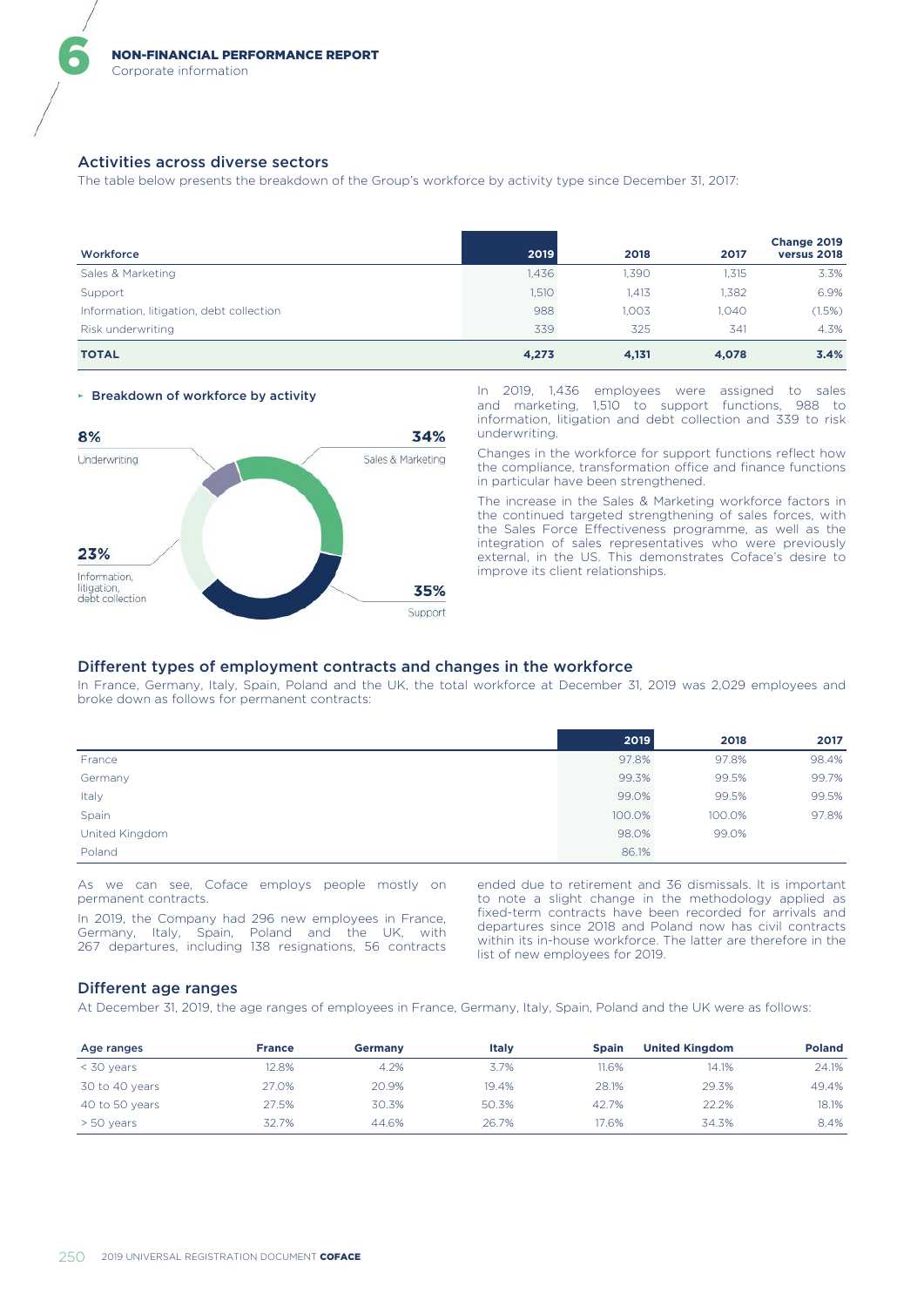## Activities across diverse sectors

The table below presents the breakdown of the Group's workforce by activity type since December 31, 2017:

| Workforce | 2019 | 2018 | 2017 | Change 2019 versus 2018 |
|---|---|---|---|---|
| Sales & Marketing | 1,436 | 1,390 | 1,315 | 3.3% |
| Support | 1,510 | 1,413 | 1,382 | 6.9% |
| Information, litigation, debt collection | 988 | 1,003 | 1,040 | (1.5%) |
| Risk underwriting | 339 | 325 | 341 | 4.3% |
| **TOTAL** | **4,273** | **4,131** | **4,078** | **3.4%** |

**Breakdown of workforce by activity**

- 8% Underwriting
- 34% Sales & Marketing
- 23% Information, litigation, debt collection
- 35% Support

In 2019, 1,436 employees were assigned to sales and marketing, 1,510 to support functions, 988 to information, litigation and debt collection and 339 to risk underwriting.

Changes in the workforce for support functions reflect how the compliance, transformation office and finance functions in particular have been strengthened.

The increase in the Sales & Marketing workforce factors in the continued targeted strengthening of sales forces, with the Sales Force Effectiveness programme, as well as the integration of sales representatives who were previously external, in the US. This demonstrates Coface's desire to improve its client relationships.

## Different types of employment contracts and changes in the workforce

In France, Germany, Italy, Spain, Poland and the UK, the total workforce at December 31, 2019 was 2,029 employees and broke down as follows for permanent contracts:

| | 2019 | 2018 | 2017 |
|---|---|---|---|
| France | 97.8% | 97.8% | 98.4% |
| Germany | 99.3% | 99.5% | 99.7% |
| Italy | 99.0% | 99.5% | 99.5% |
| Spain | 100.0% | 100.0% | 97.8% |
| United Kingdom | 98.0% | 99.0% | |
| Poland | 86.1% | | |

As we can see, Coface employs people mostly on permanent contracts.

In 2019, the Company had 296 new employees in France, Germany, Italy, Spain, Poland and the UK, with 267 departures, including 138 resignations, 56 contracts ended due to retirement and 36 dismissals. It is important to note a slight change in the methodology applied as fixed-term contracts have been recorded for arrivals and departures since 2018 and Poland now has civil contracts within its in-house workforce. The latter are therefore in the list of new employees for 2019.

## Different age ranges

At December 31, 2019, the age ranges of employees in France, Germany, Italy, Spain, Poland and the UK were as follows:

| Age ranges | France | Germany | Italy | Spain | United Kingdom | Poland |
|---|---|---|---|---|---|---|
| < 30 years | 12.8% | 4.2% | 3.7% | 11.6% | 14.1% | 24.1% |
| 30 to 40 years | 27.0% | 20.9% | 19.4% | 28.1% | 29.3% | 49.4% |
| 40 to 50 years | 27.5% | 30.3% | 50.3% | 42.7% | 22.2% | 18.1% |
| > 50 years | 32.7% | 44.6% | 26.7% | 17.6% | 34.3% | 8.4% |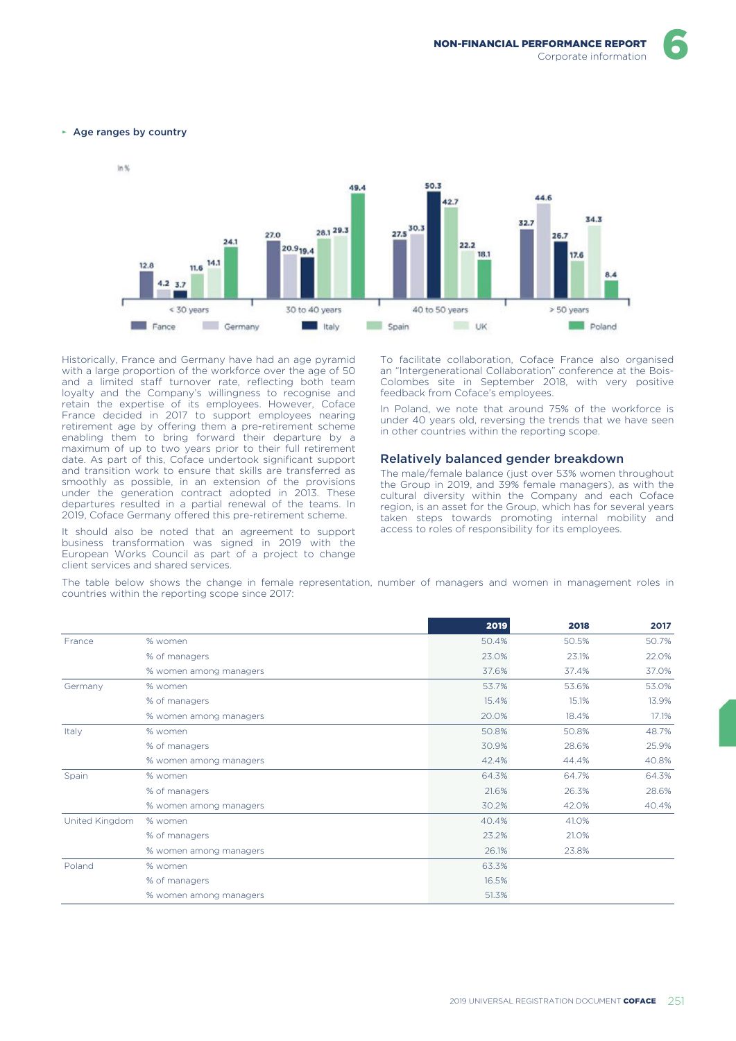- Age ranges by country

In %

| | France | Germany | Italy | Spain | UK | Poland |
|---|---|---|---|---|---|---|
| < 30 years | 12.8 | 4.2 | 3.7 | 11.6 | 14.1 | 24.1 |
| 30 to 40 years | 27.0 | 20.9 | 19.4 | 28.1 | 29.3 | 49.4 |
| 40 to 50 years | 27.5 | 30.3 | 50.3 | 42.7 | 22.2 | 18.1 |
| > 50 years | 32.7 | 44.6 | 26.7 | 17.6 | 34.3 | 8.4 |

Historically, France and Germany have had an age pyramid with a large proportion of the workforce over the age of 50 and a limited staff turnover rate, reflecting both team loyalty and the Company's willingness to recognise and retain the expertise of its employees. However, Coface France decided in 2017 to support employees nearing retirement age by offering them a pre-retirement scheme enabling them to bring forward their departure by a maximum of up to two years prior to their full retirement date. As part of this, Coface undertook significant support and transition work to ensure that skills are transferred as smoothly as possible, in an extension of the provisions under the generation contract adopted in 2013. These departures resulted in a partial renewal of the teams. In 2019, Coface Germany offered this pre-retirement scheme.

It should also be noted that an agreement to support business transformation was signed in 2019 with the European Works Council as part of a project to change client services and shared services.

To facilitate collaboration, Coface France also organised an "Intergenerational Collaboration" conference at the Bois-Colombes site in September 2018, with very positive feedback from Coface's employees.

In Poland, we note that around 75% of the workforce is under 40 years old, reversing the trends that we have seen in other countries within the reporting scope.

## Relatively balanced gender breakdown

The male/female balance (just over 53% women throughout the Group in 2019, and 39% female managers), as with the cultural diversity within the Company and each Coface region, is an asset for the Group, which has for several years taken steps towards promoting internal mobility and access to roles of responsibility for its employees.

The table below shows the change in female representation, number of managers and women in management roles in countries within the reporting scope since 2017:

| | | 2019 | 2018 | 2017 |
|---|---|---|---|---|
| France | % women | 50.4% | 50.5% | 50.7% |
| | % of managers | 23.0% | 23.1% | 22.0% |
| | % women among managers | 37.6% | 37.4% | 37.0% |
| Germany | % women | 53.7% | 53.6% | 53.0% |
| | % of managers | 15.4% | 15.1% | 13.9% |
| | % women among managers | 20.0% | 18.4% | 17.1% |
| Italy | % women | 50.8% | 50.8% | 48.7% |
| | % of managers | 30.9% | 28.6% | 25.9% |
| | % women among managers | 42.4% | 44.4% | 40.8% |
| Spain | % women | 64.3% | 64.7% | 64.3% |
| | % of managers | 21.6% | 26.3% | 28.6% |
| | % women among managers | 30.2% | 42.0% | 40.4% |
| United Kingdom | % women | 40.4% | 41.0% | |
| | % of managers | 23.2% | 21.0% | |
| | % women among managers | 26.1% | 23.8% | |
| Poland | % women | 63.3% | | |
| | % of managers | 16.5% | | |
| | % women among managers | 51.3% | | |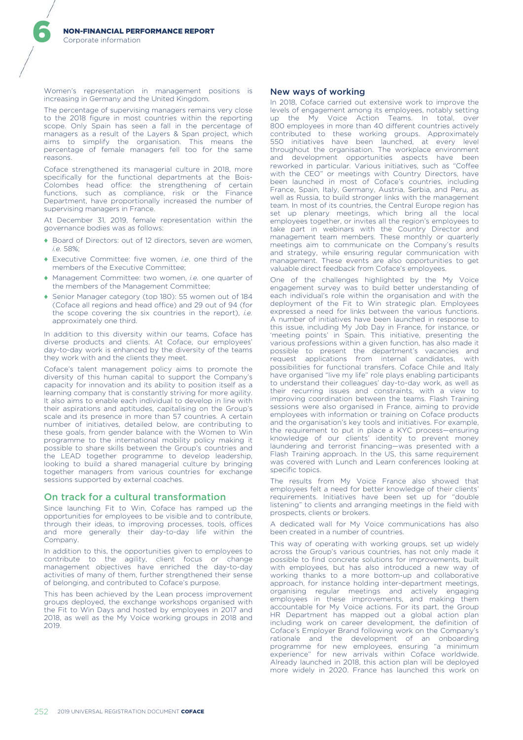Women's representation in management positions is increasing in Germany and the United Kingdom.

The percentage of supervising managers remains very close to the 2018 figure in most countries within the reporting scope. Only Spain has seen a fall in the percentage of managers as a result of the Layers & Span project, which aims to simplify the organisation. This means the percentage of female managers fell too for the same reasons.

Coface strengthened its managerial culture in 2018, more specifically for the functional departments at the Bois-Colombes head office: the strengthening of certain functions, such as compliance, risk or the Finance Department, have proportionally increased the number of supervising managers in France.

At December 31, 2019, female representation within the governance bodies was as follows:

- Board of Directors: out of 12 directors, seven are women, *i.e.* 58%;
- Executive Committee: five women, *i.e*. one third of the members of the Executive Committee;
- Management Committee: two women, *i.e.* one quarter of the members of the Management Committee;
- Senior Manager category (top 180): 55 women out of 184 (Coface all regions and head office) and 29 out of 94 (for the scope covering the six countries in the report), *i.e.* approximately one third.

In addition to this diversity within our teams, Coface has diverse products and clients. At Coface, our employees' day-to-day work is enhanced by the diversity of the teams they work with and the clients they meet.

Coface's talent management policy aims to promote the diversity of this human capital to support the Company's capacity for innovation and its ability to position itself as a learning company that is constantly striving for more agility. It also aims to enable each individual to develop in line with their aspirations and aptitudes, capitalising on the Group's scale and its presence in more than 57 countries. A certain number of initiatives, detailed below, are contributing to these goals, from gender balance with the Women to Win programme to the international mobility policy making it possible to share skills between the Group's countries and the LEAD together programme to develop leadership, looking to build a shared managerial culture by bringing together managers from various countries for exchange sessions supported by external coaches.

## On track for a cultural transformation

Since launching Fit to Win, Coface has ramped up the opportunities for employees to be visible and to contribute, through their ideas, to improving processes, tools, offices and more generally their day-to-day life within the Company.

In addition to this, the opportunities given to employees to contribute to the agility, client focus or change management objectives have enriched the day-to-day activities of many of them, further strengthened their sense of belonging, and contributed to Coface's purpose.

This has been achieved by the Lean process improvement groups deployed, the exchange workshops organised with the Fit to Win Days and hosted by employees in 2017 and 2018, as well as the My Voice working groups in 2018 and 2019.

## New ways of working

In 2018, Coface carried out extensive work to improve the levels of engagement among its employees, notably setting up the My Voice Action Teams. In total, over 800 employees in more than 40 different countries actively contributed to these working groups. Approximately 550 initiatives have been launched, at every level throughout the organisation. The workplace environment and development opportunities aspects have been reworked in particular. Various initiatives, such as "Coffee with the CEO" or meetings with Country Directors, have been launched in most of Coface's countries, including France, Spain, Italy, Germany, Austria, Serbia, and Peru, as well as Russia, to build stronger links with the management team. In most of its countries, the Central Europe region has set up plenary meetings, which bring all the local employees together, or invites all the region's employees to take part in webinars with the Country Director and management team members. These monthly or quarterly meetings aim to communicate on the Company's results and strategy, while ensuring regular communication with management. These events are also opportunities to get valuable direct feedback from Coface's employees.

One of the challenges highlighted by the My Voice engagement survey was to build better understanding of each individual's role within the organisation and with the deployment of the Fit to Win strategic plan. Employees expressed a need for links between the various functions. A number of initiatives have been launched in response to this issue, including My Job Day in France, for instance, or 'meeting points' in Spain. This initiative, presenting the various professions within a given function, has also made it possible to present the department's vacancies and request applications from internal candidates, with possibilities for functional transfers. Coface Chile and Italy have organised "live my life" role plays enabling participants to understand their colleagues' day-to-day work, as well as their recurring issues and constraints, with a view to improving coordination between the teams. Flash Training sessions were also organised in France, aiming to provide employees with information or training on Coface products and the organisation's key tools and initiatives. For example, the requirement to put in place a KYC process—ensuring knowledge of our clients' identity to prevent money laundering and terrorist financing—was presented with a Flash Training approach. In the US, this same requirement was covered with Lunch and Learn conferences looking at specific topics.

The results from My Voice France also showed that employees felt a need for better knowledge of their clients' requirements. Initiatives have been set up for "double listening" to clients and arranging meetings in the field with prospects, clients or brokers.

A dedicated wall for My Voice communications has also been created in a number of countries.

This way of operating with working groups, set up widely across the Group's various countries, has not only made it possible to find concrete solutions for improvements, built with employees, but has also introduced a new way of working thanks to a more bottom-up and collaborative approach, for instance holding inter-department meetings, organising regular meetings and actively engaging employees in these improvements, and making them accountable for My Voice actions. For its part, the Group HR Department has mapped out a global action plan including work on career development, the definition of Coface's Employer Brand following work on the Company's rationale and the development of an onboarding programme for new employees, ensuring "a minimum experience" for new arrivals within Coface worldwide. Already launched in 2018, this action plan will be deployed more widely in 2020. France has launched this work on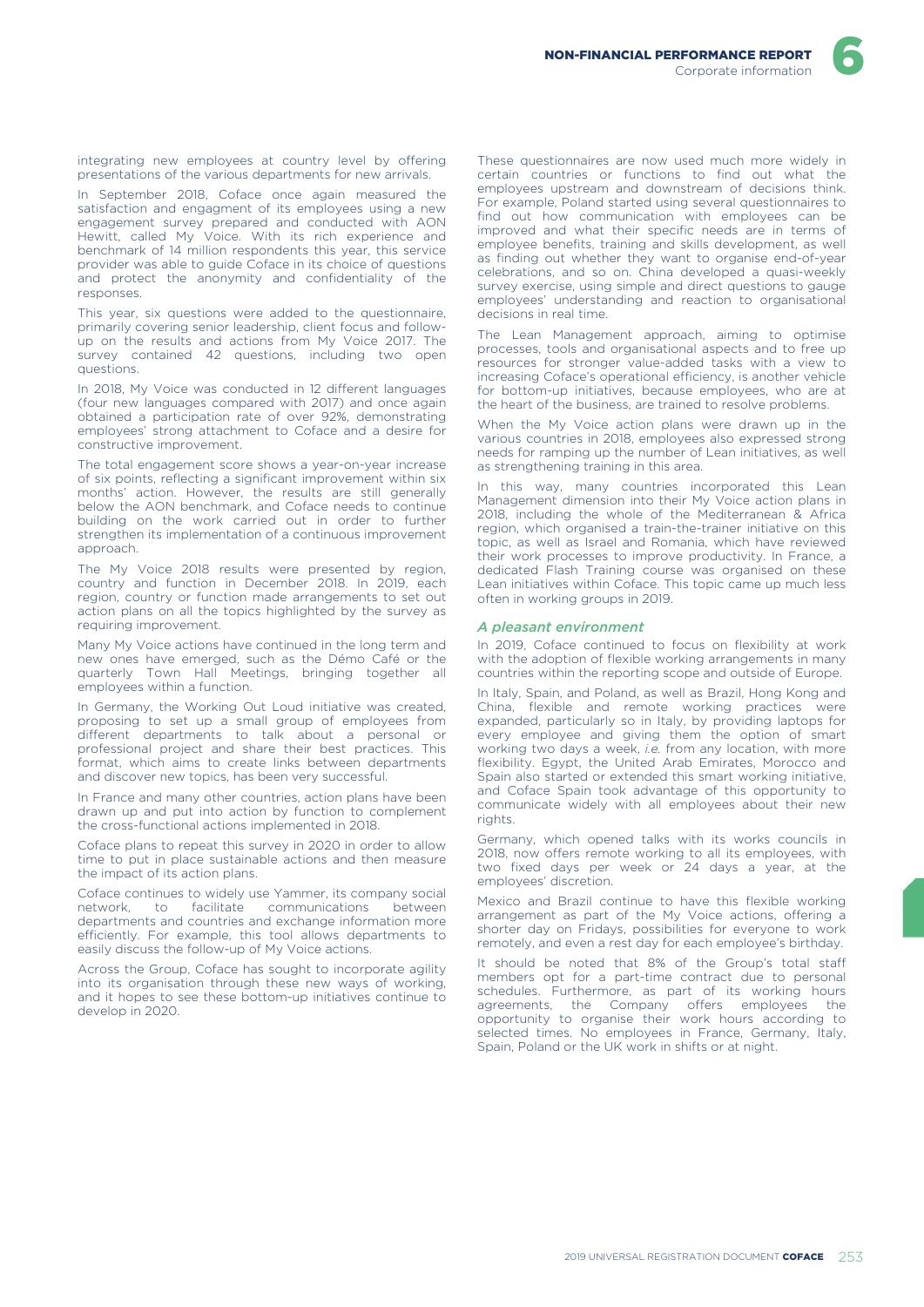integrating new employees at country level by offering presentations of the various departments for new arrivals.

In September 2018, Coface once again measured the satisfaction and engagment of its employees using a new engagement survey prepared and conducted with AON Hewitt, called My Voice. With its rich experience and benchmark of 14 million respondents this year, this service provider was able to guide Coface in its choice of questions and protect the anonymity and confidentiality of the responses.

This year, six questions were added to the questionnaire, primarily covering senior leadership, client focus and follow-up on the results and actions from My Voice 2017. The survey contained 42 questions, including two open questions.

In 2018, My Voice was conducted in 12 different languages (four new languages compared with 2017) and once again obtained a participation rate of over 92%, demonstrating employees' strong attachment to Coface and a desire for constructive improvement.

The total engagement score shows a year-on-year increase of six points, reflecting a significant improvement within six months' action. However, the results are still generally below the AON benchmark, and Coface needs to continue building on the work carried out in order to further strengthen its implementation of a continuous improvement approach.

The My Voice 2018 results were presented by region, country and function in December 2018. In 2019, each region, country or function made arrangements to set out action plans on all the topics highlighted by the survey as requiring improvement.

Many My Voice actions have continued in the long term and new ones have emerged, such as the Démo Café or the quarterly Town Hall Meetings, bringing together all employees within a function.

In Germany, the Working Out Loud initiative was created, proposing to set up a small group of employees from different departments to talk about a personal or professional project and share their best practices. This format, which aims to create links between departments and discover new topics, has been very successful.

In France and many other countries, action plans have been drawn up and put into action by function to complement the cross-functional actions implemented in 2018.

Coface plans to repeat this survey in 2020 in order to allow time to put in place sustainable actions and then measure the impact of its action plans.

Coface continues to widely use Yammer, its company social network, to facilitate communications between departments and countries and exchange information more efficiently. For example, this tool allows departments to easily discuss the follow-up of My Voice actions.

Across the Group, Coface has sought to incorporate agility into its organisation through these new ways of working, and it hopes to see these bottom-up initiatives continue to develop in 2020.

These questionnaires are now used much more widely in certain countries or functions to find out what the employees upstream and downstream of decisions think. For example, Poland started using several questionnaires to find out how communication with employees can be improved and what their specific needs are in terms of employee benefits, training and skills development, as well as finding out whether they want to organise end-of-year celebrations, and so on. China developed a quasi-weekly survey exercise, using simple and direct questions to gauge employees' understanding and reaction to organisational decisions in real time.

The Lean Management approach, aiming to optimise processes, tools and organisational aspects and to free up resources for stronger value-added tasks with a view to increasing Coface's operational efficiency, is another vehicle for bottom-up initiatives, because employees, who are at the heart of the business, are trained to resolve problems.

When the My Voice action plans were drawn up in the various countries in 2018, employees also expressed strong needs for ramping up the number of Lean initiatives, as well as strengthening training in this area.

In this way, many countries incorporated this Lean Management dimension into their My Voice action plans in 2018, including the whole of the Mediterranean & Africa region, which organised a train-the-trainer initiative on this topic, as well as Israel and Romania, which have reviewed their work processes to improve productivity. In France, a dedicated Flash Training course was organised on these Lean initiatives within Coface. This topic came up much less often in working groups in 2019.

### *A pleasant environment*

In 2019, Coface continued to focus on flexibility at work with the adoption of flexible working arrangements in many countries within the reporting scope and outside of Europe.

In Italy, Spain, and Poland, as well as Brazil, Hong Kong and China, flexible and remote working practices were expanded, particularly so in Italy, by providing laptops for every employee and giving them the option of smart working two days a week, *i.e.* from any location, with more flexibility. Egypt, the United Arab Emirates, Morocco and Spain also started or extended this smart working initiative, and Coface Spain took advantage of this opportunity to communicate widely with all employees about their new rights.

Germany, which opened talks with its works councils in 2018, now offers remote working to all its employees, with two fixed days per week or 24 days a year, at the employees' discretion.

Mexico and Brazil continue to have this flexible working arrangement as part of the My Voice actions, offering a shorter day on Fridays, possibilities for everyone to work remotely, and even a rest day for each employee's birthday.

It should be noted that 8% of the Group's total staff members opt for a part-time contract due to personal schedules. Furthermore, as part of its working hours agreements, the Company offers employees the opportunity to organise their work hours according to selected times. No employees in France, Germany, Italy, Spain, Poland or the UK work in shifts or at night.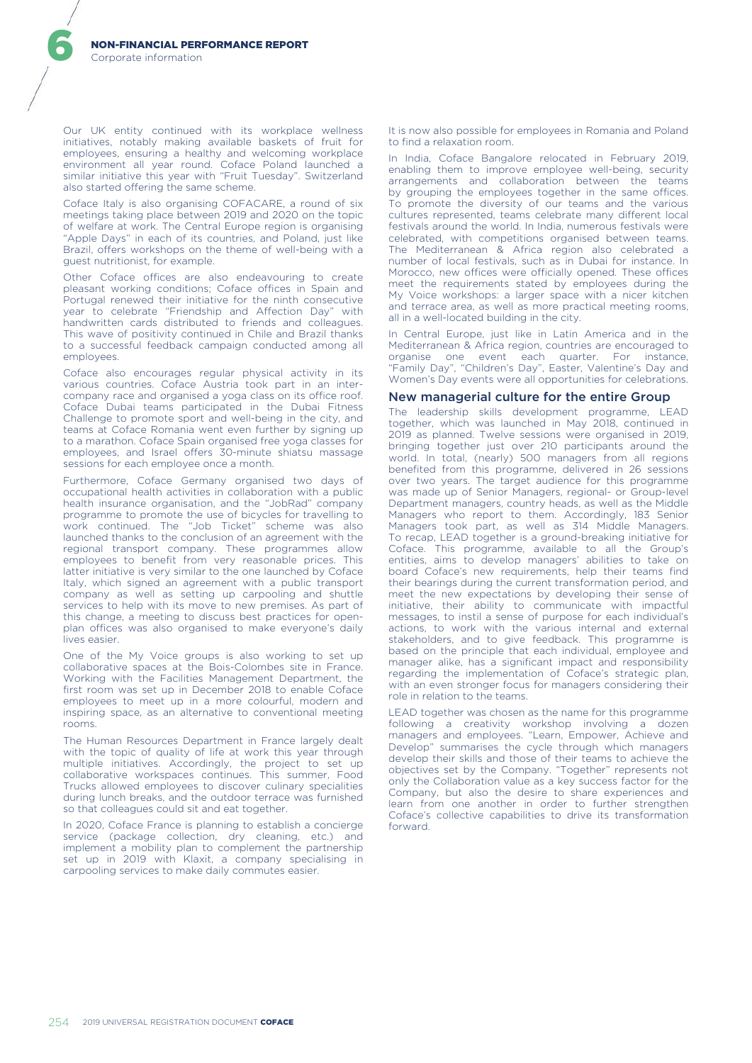Our UK entity continued with its workplace wellness initiatives, notably making available baskets of fruit for employees, ensuring a healthy and welcoming workplace environment all year round. Coface Poland launched a similar initiative this year with "Fruit Tuesday". Switzerland also started offering the same scheme.

Coface Italy is also organising COFACARE, a round of six meetings taking place between 2019 and 2020 on the topic of welfare at work. The Central Europe region is organising "Apple Days" in each of its countries, and Poland, just like Brazil, offers workshops on the theme of well-being with a guest nutritionist, for example.

Other Coface offices are also endeavouring to create pleasant working conditions; Coface offices in Spain and Portugal renewed their initiative for the ninth consecutive year to celebrate "Friendship and Affection Day" with handwritten cards distributed to friends and colleagues. This wave of positivity continued in Chile and Brazil thanks to a successful feedback campaign conducted among all employees.

Coface also encourages regular physical activity in its various countries. Coface Austria took part in an inter-company race and organised a yoga class on its office roof. Coface Dubai teams participated in the Dubai Fitness Challenge to promote sport and well-being in the city, and teams at Coface Romania went even further by signing up to a marathon. Coface Spain organised free yoga classes for employees, and Israel offers 30-minute shiatsu massage sessions for each employee once a month.

Furthermore, Coface Germany organised two days of occupational health activities in collaboration with a public health insurance organisation, and the "JobRad" company programme to promote the use of bicycles for travelling to work continued. The "Job Ticket" scheme was also launched thanks to the conclusion of an agreement with the regional transport company. These programmes allow employees to benefit from very reasonable prices. This latter initiative is very similar to the one launched by Coface Italy, which signed an agreement with a public transport company as well as setting up carpooling and shuttle services to help with its move to new premises. As part of this change, a meeting to discuss best practices for open-plan offices was also organised to make everyone's daily lives easier.

One of the My Voice groups is also working to set up collaborative spaces at the Bois-Colombes site in France. Working with the Facilities Management Department, the first room was set up in December 2018 to enable Coface employees to meet up in a more colourful, modern and inspiring space, as an alternative to conventional meeting rooms.

The Human Resources Department in France largely dealt with the topic of quality of life at work this year through multiple initiatives. Accordingly, the project to set up collaborative workspaces continues. This summer, Food Trucks allowed employees to discover culinary specialities during lunch breaks, and the outdoor terrace was furnished so that colleagues could sit and eat together.

In 2020, Coface France is planning to establish a concierge service (package collection, dry cleaning, etc.) and implement a mobility plan to complement the partnership set up in 2019 with Klaxit, a company specialising in carpooling services to make daily commutes easier.

It is now also possible for employees in Romania and Poland to find a relaxation room.

In India, Coface Bangalore relocated in February 2019, enabling them to improve employee well-being, security arrangements and collaboration between the teams by grouping the employees together in the same offices. To promote the diversity of our teams and the various cultures represented, teams celebrate many different local festivals around the world. In India, numerous festivals were celebrated, with competitions organised between teams. The Mediterranean & Africa region also celebrated a number of local festivals, such as in Dubai for instance. In Morocco, new offices were officially opened. These offices meet the requirements stated by employees during the My Voice workshops: a larger space with a nicer kitchen and terrace area, as well as more practical meeting rooms, all in a well-located building in the city.

In Central Europe, just like in Latin America and in the Mediterranean & Africa region, countries are encouraged to organise one event each quarter. For instance, "Family Day", "Children's Day", Easter, Valentine's Day and Women's Day events were all opportunities for celebrations.

## New managerial culture for the entire Group

The leadership skills development programme, LEAD together, which was launched in May 2018, continued in 2019 as planned. Twelve sessions were organised in 2019, bringing together just over 210 participants around the world. In total, (nearly) 500 managers from all regions benefited from this programme, delivered in 26 sessions over two years. The target audience for this programme was made up of Senior Managers, regional- or Group-level Department managers, country heads, as well as the Middle Managers who report to them. Accordingly, 183 Senior Managers took part, as well as 314 Middle Managers. To recap, LEAD together is a ground-breaking initiative for Coface. This programme, available to all the Group's entities, aims to develop managers' abilities to take on board Coface's new requirements, help their teams find their bearings during the current transformation period, and meet the new expectations by developing their sense of initiative, their ability to communicate with impactful messages, to instil a sense of purpose for each individual's actions, to work with the various internal and external stakeholders, and to give feedback. This programme is based on the principle that each individual, employee and manager alike, has a significant impact and responsibility regarding the implementation of Coface's strategic plan, with an even stronger focus for managers considering their role in relation to the teams.

LEAD together was chosen as the name for this programme following a creativity workshop involving a dozen managers and employees. "Learn, Empower, Achieve and Develop" summarises the cycle through which managers develop their skills and those of their teams to achieve the objectives set by the Company. "Together" represents not only the Collaboration value as a key success factor for the Company, but also the desire to share experiences and learn from one another in order to further strengthen Coface's collective capabilities to drive its transformation forward.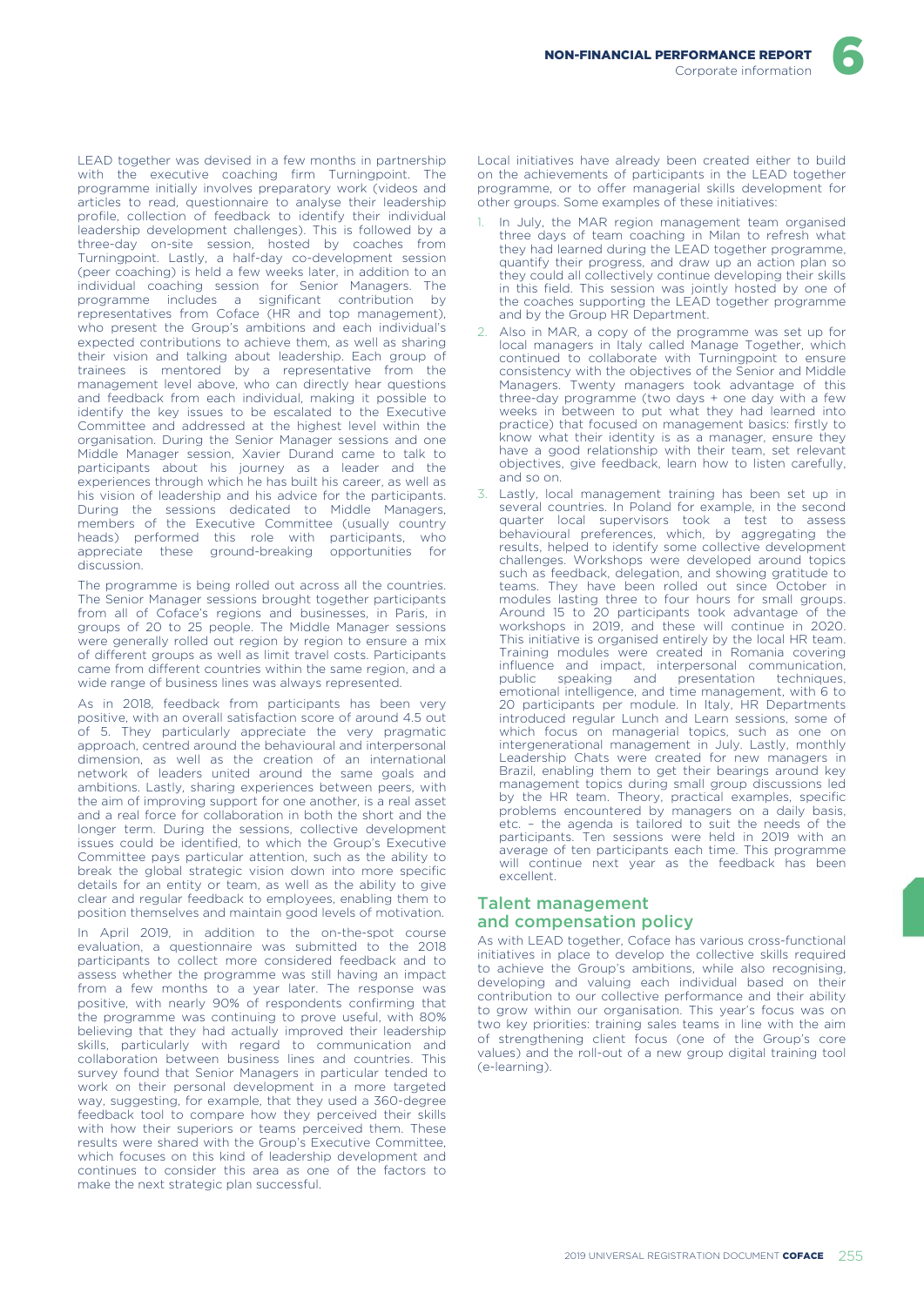LEAD together was devised in a few months in partnership with the executive coaching firm Turningpoint. The programme initially involves preparatory work (videos and articles to read, questionnaire to analyse their leadership profile, collection of feedback to identify their individual leadership development challenges). This is followed by a three-day on-site session, hosted by coaches from Turningpoint. Lastly, a half-day co-development session (peer coaching) is held a few weeks later, in addition to an individual coaching session for Senior Managers. The programme includes a significant contribution by representatives from Coface (HR and top management), who present the Group's ambitions and each individual's expected contributions to achieve them, as well as sharing their vision and talking about leadership. Each group of trainees is mentored by a representative from the management level above, who can directly hear questions and feedback from each individual, making it possible to identify the key issues to be escalated to the Executive Committee and addressed at the highest level within the organisation. During the Senior Manager sessions and one Middle Manager session, Xavier Durand came to talk to participants about his journey as a leader and the experiences through which he has built his career, as well as his vision of leadership and his advice for the participants. During the sessions dedicated to Middle Managers, members of the Executive Committee (usually country heads) performed this role with participants, who appreciate these ground-breaking opportunities for discussion.

The programme is being rolled out across all the countries. The Senior Manager sessions brought together participants from all of Coface's regions and businesses, in Paris, in groups of 20 to 25 people. The Middle Manager sessions were generally rolled out region by region to ensure a mix of different groups as well as limit travel costs. Participants came from different countries within the same region, and a wide range of business lines was always represented.

As in 2018, feedback from participants has been very positive, with an overall satisfaction score of around 4.5 out of 5. They particularly appreciate the very pragmatic approach, centred around the behavioural and interpersonal dimension, as well as the creation of an international network of leaders united around the same goals and ambitions. Lastly, sharing experiences between peers, with the aim of improving support for one another, is a real asset and a real force for collaboration in both the short and the longer term. During the sessions, collective development issues could be identified, to which the Group's Executive Committee pays particular attention, such as the ability to break the global strategic vision down into more specific details for an entity or team, as well as the ability to give clear and regular feedback to employees, enabling them to position themselves and maintain good levels of motivation.

In April 2019, in addition to the on-the-spot course evaluation, a questionnaire was submitted to the 2018 participants to collect more considered feedback and to assess whether the programme was still having an impact from a few months to a year later. The response was positive, with nearly 90% of respondents confirming that the programme was continuing to prove useful, with 80% believing that they had actually improved their leadership skills, particularly with regard to communication and collaboration between business lines and countries. This survey found that Senior Managers in particular tended to work on their personal development in a more targeted way, suggesting, for example, that they used a 360-degree feedback tool to compare how they perceived their skills with how their superiors or teams perceived them. These results were shared with the Group's Executive Committee, which focuses on this kind of leadership development and continues to consider this area as one of the factors to make the next strategic plan successful.

Local initiatives have already been created either to build on the achievements of participants in the LEAD together programme, or to offer managerial skills development for other groups. Some examples of these initiatives:

1. In July, the MAR region management team organised three days of team coaching in Milan to refresh what they had learned during the LEAD together programme, quantify their progress, and draw up an action plan so they could all collectively continue developing their skills in this field. This session was jointly hosted by one of the coaches supporting the LEAD together programme and by the Group HR Department.
2. Also in MAR, a copy of the programme was set up for local managers in Italy called Manage Together, which continued to collaborate with Turningpoint to ensure consistency with the objectives of the Senior and Middle Managers. Twenty managers took advantage of this three-day programme (two days + one day with a few weeks in between to put what they had learned into practice) that focused on management basics: firstly to know what their identity is as a manager, ensure they have a good relationship with their team, set relevant objectives, give feedback, learn how to listen carefully, and so on.
3. Lastly, local management training has been set up in several countries. In Poland for example, in the second quarter local supervisors took a test to assess behavioural preferences, which, by aggregating the results, helped to identify some collective development challenges. Workshops were developed around topics such as feedback, delegation, and showing gratitude to teams. They have been rolled out since October in modules lasting three to four hours for small groups. Around 15 to 20 participants took advantage of the workshops in 2019, and these will continue in 2020. This initiative is organised entirely by the local HR team. Training modules were created in Romania covering influence and impact, interpersonal communication, public speaking and presentation techniques, emotional intelligence, and time management, with 6 to 20 participants per module. In Italy, HR Departments introduced regular Lunch and Learn sessions, some of which focus on managerial topics, such as one on intergenerational management in July. Lastly, monthly Leadership Chats were created for new managers in Brazil, enabling them to get their bearings around key management topics during small group discussions led by the HR team. Theory, practical examples, specific problems encountered by managers on a daily basis, etc. – the agenda is tailored to suit the needs of the participants. Ten sessions were held in 2019 with an average of ten participants each time. This programme will continue next year as the feedback has been excellent.

## Talent management and compensation policy

As with LEAD together, Coface has various cross-functional initiatives in place to develop the collective skills required to achieve the Group's ambitions, while also recognising, developing and valuing each individual based on their contribution to our collective performance and their ability to grow within our organisation. This year's focus was on two key priorities: training sales teams in line with the aim of strengthening client focus (one of the Group's core values) and the roll-out of a new group digital training tool (e-learning).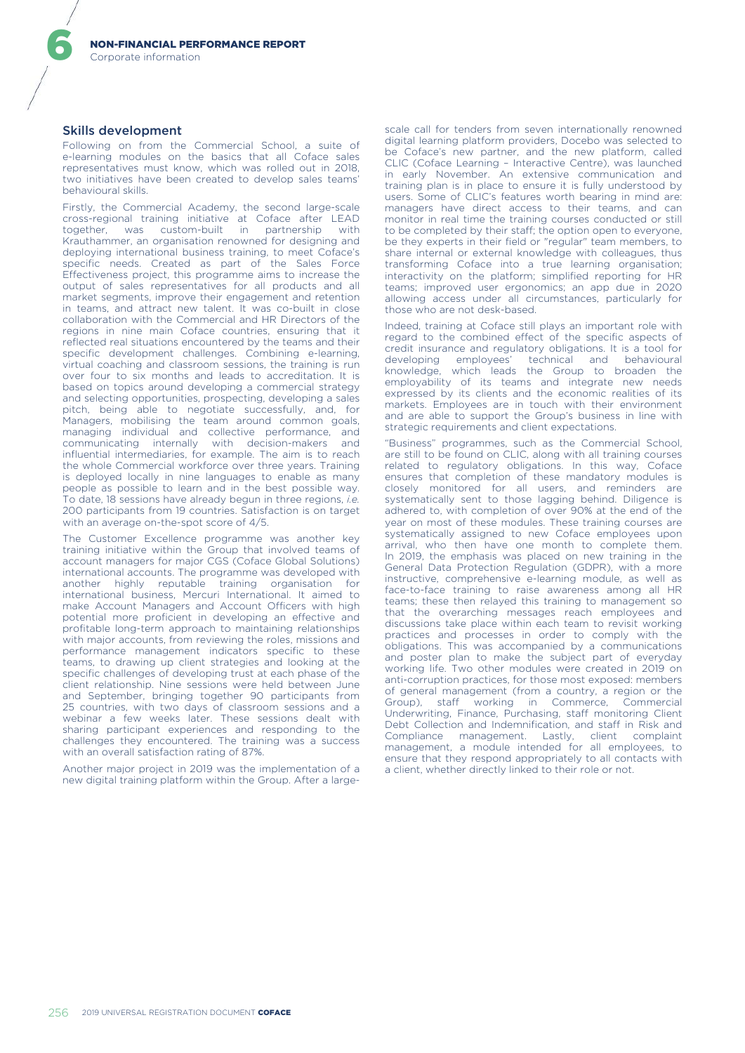## Skills development

Following on from the Commercial School, a suite of e-learning modules on the basics that all Coface sales representatives must know, which was rolled out in 2018, two initiatives have been created to develop sales teams' behavioural skills.

Firstly, the Commercial Academy, the second large-scale cross-regional training initiative at Coface after LEAD together, was custom-built in partnership with Krauthammer, an organisation renowned for designing and deploying international business training, to meet Coface's specific needs. Created as part of the Sales Force Effectiveness project, this programme aims to increase the output of sales representatives for all products and all market segments, improve their engagement and retention in teams, and attract new talent. It was co-built in close collaboration with the Commercial and HR Directors of the regions in nine main Coface countries, ensuring that it reflected real situations encountered by the teams and their specific development challenges. Combining e-learning, virtual coaching and classroom sessions, the training is run over four to six months and leads to accreditation. It is based on topics around developing a commercial strategy and selecting opportunities, prospecting, developing a sales pitch, being able to negotiate successfully, and, for Managers, mobilising the team around common goals, managing individual and collective performance, and communicating internally with decision-makers and influential intermediaries, for example. The aim is to reach the whole Commercial workforce over three years. Training is deployed locally in nine languages to enable as many people as possible to learn and in the best possible way. To date, 18 sessions have already begun in three regions, *i.e.* 200 participants from 19 countries. Satisfaction is on target with an average on-the-spot score of 4/5.

The Customer Excellence programme was another key training initiative within the Group that involved teams of account managers for major CGS (Coface Global Solutions) international accounts. The programme was developed with another highly reputable training organisation for international business, Mercuri International. It aimed to make Account Managers and Account Officers with high potential more proficient in developing an effective and profitable long-term approach to maintaining relationships with major accounts, from reviewing the roles, missions and performance management indicators specific to these teams, to drawing up client strategies and looking at the specific challenges of developing trust at each phase of the client relationship. Nine sessions were held between June and September, bringing together 90 participants from 25 countries, with two days of classroom sessions and a webinar a few weeks later. These sessions dealt with sharing participant experiences and responding to the challenges they encountered. The training was a success with an overall satisfaction rating of 87%.

Another major project in 2019 was the implementation of a new digital training platform within the Group. After a large-scale call for tenders from seven internationally renowned digital learning platform providers, Docebo was selected to be Coface's new partner, and the new platform, called CLIC (Coface Learning – Interactive Centre), was launched in early November. An extensive communication and training plan is in place to ensure it is fully understood by users. Some of CLIC's features worth bearing in mind are: managers have direct access to their teams, and can monitor in real time the training courses conducted or still to be completed by their staff; the option open to everyone, be they experts in their field or "regular" team members, to share internal or external knowledge with colleagues, thus transforming Coface into a true learning organisation; interactivity on the platform; simplified reporting for HR teams; improved user ergonomics; an app due in 2020 allowing access under all circumstances, particularly for those who are not desk-based.

Indeed, training at Coface still plays an important role with regard to the combined effect of the specific aspects of credit insurance and regulatory obligations. It is a tool for developing employees' technical and behavioural knowledge, which leads the Group to broaden the employability of its teams and integrate new needs expressed by its clients and the economic realities of its markets. Employees are in touch with their environment and are able to support the Group's business in line with strategic requirements and client expectations.

"Business" programmes, such as the Commercial School, are still to be found on CLIC, along with all training courses related to regulatory obligations. In this way, Coface ensures that completion of these mandatory modules is closely monitored for all users, and reminders are systematically sent to those lagging behind. Diligence is adhered to, with completion of over 90% at the end of the year on most of these modules. These training courses are systematically assigned to new Coface employees upon arrival, who then have one month to complete them. In 2019, the emphasis was placed on new training in the General Data Protection Regulation (GDPR), with a more instructive, comprehensive e-learning module, as well as face-to-face training to raise awareness among all HR teams; these then relayed this training to management so that the overarching messages reach employees and discussions take place within each team to revisit working practices and processes in order to comply with the obligations. This was accompanied by a communications and poster plan to make the subject part of everyday working life. Two other modules were created in 2019 on anti-corruption practices, for those most exposed: members of general management (from a country, a region or the Group), staff working in Commerce, Commercial Underwriting, Finance, Purchasing, staff monitoring Client Debt Collection and Indemnification, and staff in Risk and Compliance management. Lastly, client complaint management, a module intended for all employees, to ensure that they respond appropriately to all contacts with a client, whether directly linked to their role or not.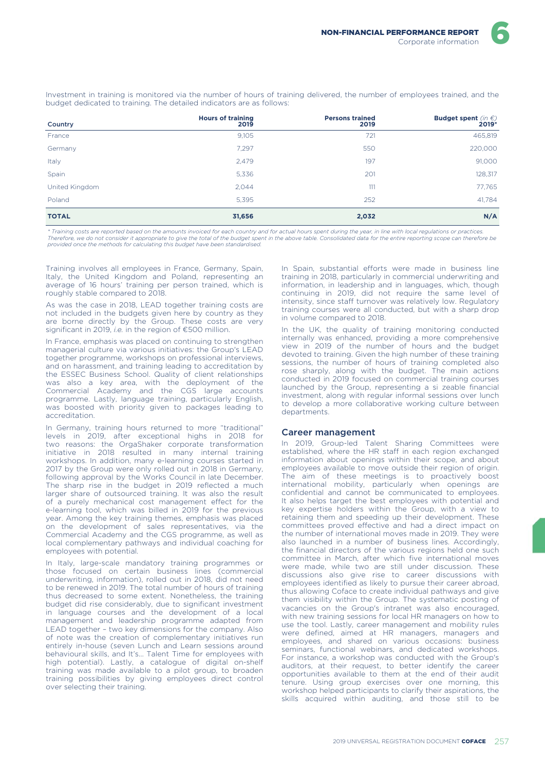Investment in training is monitored via the number of hours of training delivered, the number of employees trained, and the budget dedicated to training. The detailed indicators are as follows:

| Country | Hours of training 2019 | Persons trained 2019 | Budget spent *(in €)* 2019* |
|---|---|---|---|
| France | 9,105 | 721 | 465,819 |
| Germany | 7,297 | 550 | 220,000 |
| Italy | 2,479 | 197 | 91,000 |
| Spain | 5,336 | 201 | 128,317 |
| United Kingdom | 2,044 | 111 | 77,765 |
| Poland | 5,395 | 252 | 41,784 |
| **TOTAL** | **31,656** | **2,032** | **N/A** |

*\* Training costs are reported based on the amounts invoiced for each country and for actual hours spent during the year, in line with local regulations or practices. Therefore, we do not consider it appropriate to give the total of the budget spent in the above table. Consolidated data for the entire reporting scope can therefore be provided once the methods for calculating this budget have been standardised.*

Training involves all employees in France, Germany, Spain, Italy, the United Kingdom and Poland, representing an average of 16 hours' training per person trained, which is roughly stable compared to 2018.

As was the case in 2018, LEAD together training costs are not included in the budgets given here by country as they are borne directly by the Group. These costs are very significant in 2019, *i.e.* in the region of €500 million.

In France, emphasis was placed on continuing to strengthen managerial culture via various initiatives: the Group's LEAD together programme, workshops on professional interviews, and on harassment, and training leading to accreditation by the ESSEC Business School. Quality of client relationships was also a key area, with the deployment of the Commercial Academy and the CGS large accounts programme. Lastly, language training, particularly English, was boosted with priority given to packages leading to accreditation.

In Germany, training hours returned to more "traditional" levels in 2019, after exceptional highs in 2018 for two reasons: the OrgaShaker corporate transformation initiative in 2018 resulted in many internal training workshops. In addition, many e-learning courses started in 2017 by the Group were only rolled out in 2018 in Germany, following approval by the Works Council in late December. The sharp rise in the budget in 2019 reflected a much larger share of outsourced training. It was also the result of a purely mechanical cost management effect for the e-learning tool, which was billed in 2019 for the previous year. Among the key training themes, emphasis was placed on the development of sales representatives, via the Commercial Academy and the CGS programme, as well as local complementary pathways and individual coaching for employees with potential.

In Italy, large-scale mandatory training programmes or those focused on certain business lines (commercial underwriting, information), rolled out in 2018, did not need to be renewed in 2019. The total number of hours of training thus decreased to some extent. Nonetheless, the training budget did rise considerably, due to significant investment in language courses and the development of a local management and leadership programme adapted from LEAD together – two key dimensions for the company. Also of note was the creation of complementary initiatives run entirely in-house (seven Lunch and Learn sessions around behavioural skills, and It's… Talent Time for employees with high potential). Lastly, a catalogue of digital on-shelf training was made available to a pilot group, to broaden training possibilities by giving employees direct control over selecting their training.

In Spain, substantial efforts were made in business line training in 2018, particularly in commercial underwriting and information, in leadership and in languages, which, though continuing in 2019, did not require the same level of intensity, since staff turnover was relatively low. Regulatory training courses were all conducted, but with a sharp drop in volume compared to 2018.

In the UK, the quality of training monitoring conducted internally was enhanced, providing a more comprehensive view in 2019 of the number of hours and the budget devoted to training. Given the high number of these training sessions, the number of hours of training completed also rose sharply, along with the budget. The main actions conducted in 2019 focused on commercial training courses launched by the Group, representing a si zeable financial investment, along with regular informal sessions over lunch to develop a more collaborative working culture between departments.

## Career management

In 2019, Group-led Talent Sharing Committees were established, where the HR staff in each region exchanged information about openings within their scope, and about employees available to move outside their region of origin. The aim of these meetings is to proactively boost international mobility, particularly when openings are confidential and cannot be communicated to employees. It also helps target the best employees with potential and key expertise holders within the Group, with a view to retaining them and speeding up their development. These committees proved effective and had a direct impact on the number of international moves made in 2019. They were also launched in a number of business lines. Accordingly, the financial directors of the various regions held one such committee in March, after which five international moves were made, while two are still under discussion. These discussions also give rise to career discussions with employees identified as likely to pursue their career abroad, thus allowing Coface to create individual pathways and give them visibility within the Group. The systematic posting of vacancies on the Group's intranet was also encouraged, with new training sessions for local HR managers on how to use the tool. Lastly, career management and mobility rules were defined, aimed at HR managers, managers and employees, and shared on various occasions: business seminars, functional webinars, and dedicated workshops. For instance, a workshop was conducted with the Group's auditors, at their request, to better identify the career opportunities available to them at the end of their audit tenure. Using group exercises over one morning, this workshop helped participants to clarify their aspirations, the skills acquired within auditing, and those still to be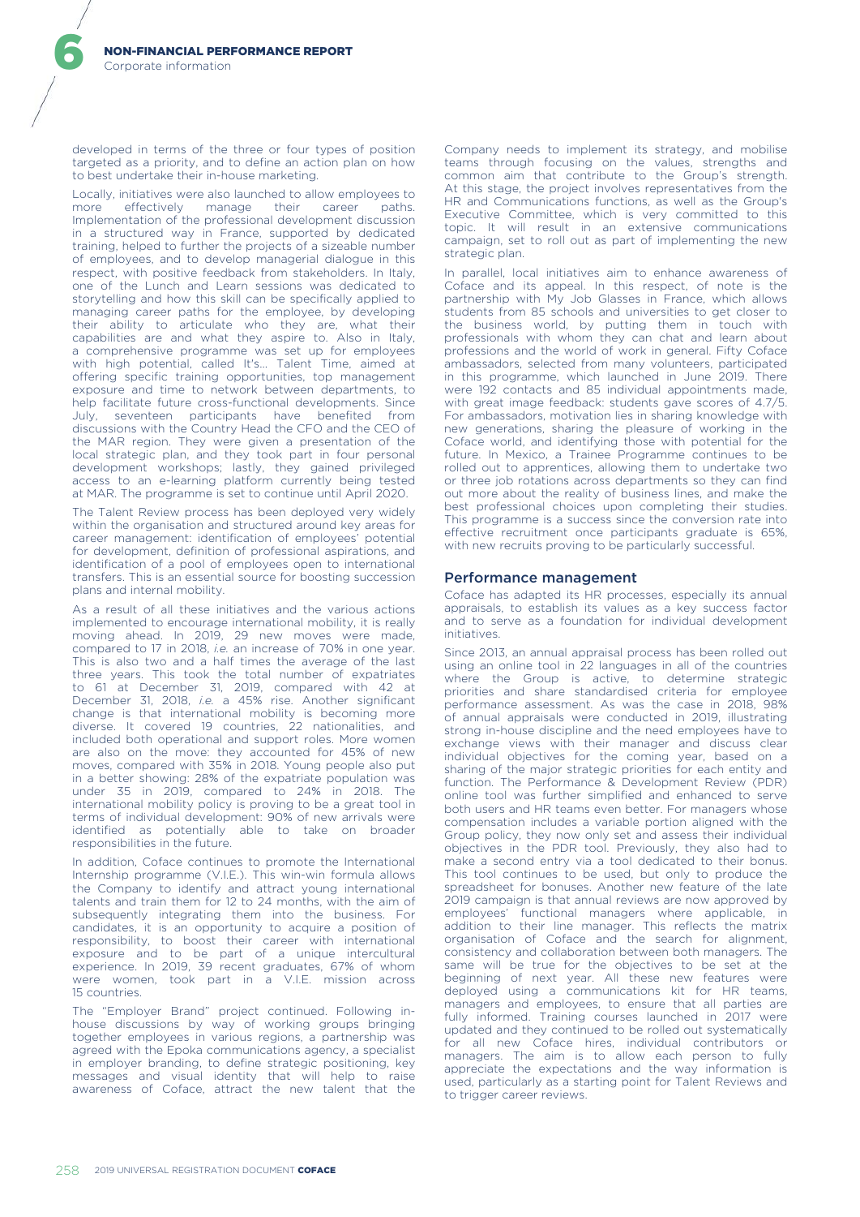developed in terms of the three or four types of position targeted as a priority, and to define an action plan on how to best undertake their in-house marketing.

Locally, initiatives were also launched to allow employees to more effectively manage their career paths. Implementation of the professional development discussion in a structured way in France, supported by dedicated training, helped to further the projects of a sizeable number of employees, and to develop managerial dialogue in this respect, with positive feedback from stakeholders. In Italy, one of the Lunch and Learn sessions was dedicated to storytelling and how this skill can be specifically applied to managing career paths for the employee, by developing their ability to articulate who they are, what their capabilities are and what they aspire to. Also in Italy, a comprehensive programme was set up for employees with high potential, called It's… Talent Time, aimed at offering specific training opportunities, top management exposure and time to network between departments, to help facilitate future cross-functional developments. Since July, seventeen participants have benefited from discussions with the Country Head the CFO and the CEO of the MAR region. They were given a presentation of the local strategic plan, and they took part in four personal development workshops; lastly, they gained privileged access to an e-learning platform currently being tested at MAR. The programme is set to continue until April 2020.

The Talent Review process has been deployed very widely within the organisation and structured around key areas for career management: identification of employees' potential for development, definition of professional aspirations, and identification of a pool of employees open to international transfers. This is an essential source for boosting succession plans and internal mobility.

As a result of all these initiatives and the various actions implemented to encourage international mobility, it is really moving ahead. In 2019, 29 new moves were made, compared to 17 in 2018, *i.e.* an increase of 70% in one year. This is also two and a half times the average of the last three years. This took the total number of expatriates to 61 at December 31, 2019, compared with 42 at December 31, 2018, *i.e.* a 45% rise. Another significant change is that international mobility is becoming more diverse. It covered 19 countries, 22 nationalities, and included both operational and support roles. More women are also on the move: they accounted for 45% of new moves, compared with 35% in 2018. Young people also put in a better showing: 28% of the expatriate population was under 35 in 2019, compared to 24% in 2018. The international mobility policy is proving to be a great tool in terms of individual development: 90% of new arrivals were identified as potentially able to take on broader responsibilities in the future.

In addition, Coface continues to promote the International Internship programme (V.I.E.). This win-win formula allows the Company to identify and attract young international talents and train them for 12 to 24 months, with the aim of subsequently integrating them into the business. For candidates, it is an opportunity to acquire a position of responsibility, to boost their career with international exposure and to be part of a unique intercultural experience. In 2019, 39 recent graduates, 67% of whom were women, took part in a V.I.E. mission across 15 countries.

The "Employer Brand" project continued. Following in-house discussions by way of working groups bringing together employees in various regions, a partnership was agreed with the Epoka communications agency, a specialist in employer branding, to define strategic positioning, key messages and visual identity that will help to raise awareness of Coface, attract the new talent that the Company needs to implement its strategy, and mobilise teams through focusing on the values, strengths and common aim that contribute to the Group's strength. At this stage, the project involves representatives from the HR and Communications functions, as well as the Group's Executive Committee, which is very committed to this topic. It will result in an extensive communications campaign, set to roll out as part of implementing the new strategic plan.

In parallel, local initiatives aim to enhance awareness of Coface and its appeal. In this respect, of note is the partnership with My Job Glasses in France, which allows students from 85 schools and universities to get closer to the business world, by putting them in touch with professionals with whom they can chat and learn about professions and the world of work in general. Fifty Coface ambassadors, selected from many volunteers, participated in this programme, which launched in June 2019. There were 192 contacts and 85 individual appointments made, with great image feedback: students gave scores of 4.7/5. For ambassadors, motivation lies in sharing knowledge with new generations, sharing the pleasure of working in the Coface world, and identifying those with potential for the future. In Mexico, a Trainee Programme continues to be rolled out to apprentices, allowing them to undertake two or three job rotations across departments so they can find out more about the reality of business lines, and make the best professional choices upon completing their studies. This programme is a success since the conversion rate into effective recruitment once participants graduate is 65%, with new recruits proving to be particularly successful.

### Performance management

Coface has adapted its HR processes, especially its annual appraisals, to establish its values as a key success factor and to serve as a foundation for individual development initiatives.

Since 2013, an annual appraisal process has been rolled out using an online tool in 22 languages in all of the countries where the Group is active, to determine strategic priorities and share standardised criteria for employee performance assessment. As was the case in 2018, 98% of annual appraisals were conducted in 2019, illustrating strong in-house discipline and the need employees have to exchange views with their manager and discuss clear individual objectives for the coming year, based on a sharing of the major strategic priorities for each entity and function. The Performance & Development Review (PDR) online tool was further simplified and enhanced to serve both users and HR teams even better. For managers whose compensation includes a variable portion aligned with the Group policy, they now only set and assess their individual objectives in the PDR tool. Previously, they also had to make a second entry via a tool dedicated to their bonus. This tool continues to be used, but only to produce the spreadsheet for bonuses. Another new feature of the late 2019 campaign is that annual reviews are now approved by employees' functional managers where applicable, in addition to their line manager. This reflects the matrix organisation of Coface and the search for alignment, consistency and collaboration between both managers. The same will be true for the objectives to be set at the beginning of next year. All these new features were deployed using a communications kit for HR teams, managers and employees, to ensure that all parties are fully informed. Training courses launched in 2017 were updated and they continued to be rolled out systematically for all new Coface hires, individual contributors or managers. The aim is to allow each person to fully appreciate the expectations and the way information is used, particularly as a starting point for Talent Reviews and to trigger career reviews.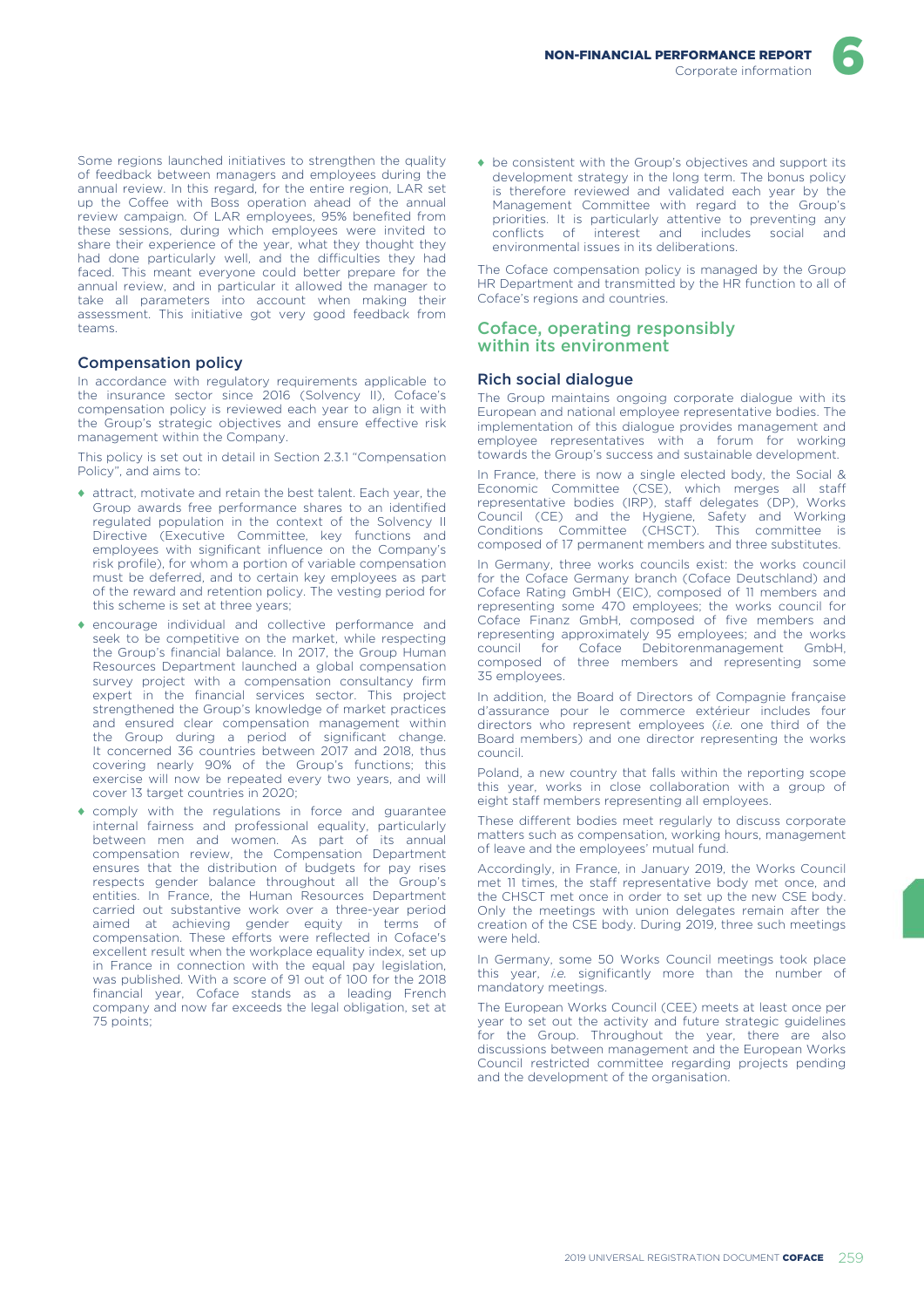Some regions launched initiatives to strengthen the quality of feedback between managers and employees during the annual review. In this regard, for the entire region, LAR set up the Coffee with Boss operation ahead of the annual review campaign. Of LAR employees, 95% benefited from these sessions, during which employees were invited to share their experience of the year, what they thought they had done particularly well, and the difficulties they had faced. This meant everyone could better prepare for the annual review, and in particular it allowed the manager to take all parameters into account when making their assessment. This initiative got very good feedback from teams.

### Compensation policy

In accordance with regulatory requirements applicable to the insurance sector since 2016 (Solvency II), Coface's compensation policy is reviewed each year to align it with the Group's strategic objectives and ensure effective risk management within the Company.

This policy is set out in detail in Section 2.3.1 "Compensation Policy", and aims to:

- attract, motivate and retain the best talent. Each year, the Group awards free performance shares to an identified regulated population in the context of the Solvency II Directive (Executive Committee, key functions and employees with significant influence on the Company's risk profile), for whom a portion of variable compensation must be deferred, and to certain key employees as part of the reward and retention policy. The vesting period for this scheme is set at three years;
- encourage individual and collective performance and seek to be competitive on the market, while respecting the Group's financial balance. In 2017, the Group Human Resources Department launched a global compensation survey project with a compensation consultancy firm expert in the financial services sector. This project strengthened the Group's knowledge of market practices and ensured clear compensation management within the Group during a period of significant change. It concerned 36 countries between 2017 and 2018, thus covering nearly 90% of the Group's functions; this exercise will now be repeated every two years, and will cover 13 target countries in 2020;
- comply with the regulations in force and guarantee internal fairness and professional equality, particularly between men and women. As part of its annual compensation review, the Compensation Department ensures that the distribution of budgets for pay rises respects gender balance throughout all the Group's entities. In France, the Human Resources Department carried out substantive work over a three-year period aimed at achieving gender equity in terms of compensation. These efforts were reflected in Coface's excellent result when the workplace equality index, set up in France in connection with the equal pay legislation, was published. With a score of 91 out of 100 for the 2018 financial year, Coface stands as a leading French company and now far exceeds the legal obligation, set at 75 points;
- be consistent with the Group's objectives and support its development strategy in the long term. The bonus policy is therefore reviewed and validated each year by the Management Committee with regard to the Group's priorities. It is particularly attentive to preventing any conflicts of interest and includes social and environmental issues in its deliberations.

The Coface compensation policy is managed by the Group HR Department and transmitted by the HR function to all of Coface's regions and countries.

## Coface, operating responsibly within its environment

### Rich social dialogue

The Group maintains ongoing corporate dialogue with its European and national employee representative bodies. The implementation of this dialogue provides management and employee representatives with a forum for working towards the Group's success and sustainable development.

In France, there is now a single elected body, the Social & Economic Committee (CSE), which merges all staff representative bodies (IRP), staff delegates (DP), Works Council (CE) and the Hygiene, Safety and Working Conditions Committee (CHSCT). This committee is composed of 17 permanent members and three substitutes.

In Germany, three works councils exist: the works council for the Coface Germany branch (Coface Deutschland) and Coface Rating GmbH (EIC), composed of 11 members and representing some 470 employees; the works council for Coface Finanz GmbH, composed of five members and representing approximately 95 employees; and the works council for Coface Debitorenmanagement GmbH, composed of three members and representing some 35 employees.

In addition, the Board of Directors of Compagnie française d'assurance pour le commerce extérieur includes four directors who represent employees (*i.e.* one third of the Board members) and one director representing the works council.

Poland, a new country that falls within the reporting scope this year, works in close collaboration with a group of eight staff members representing all employees.

These different bodies meet regularly to discuss corporate matters such as compensation, working hours, management of leave and the employees' mutual fund.

Accordingly, in France, in January 2019, the Works Council met 11 times, the staff representative body met once, and the CHSCT met once in order to set up the new CSE body. Only the meetings with union delegates remain after the creation of the CSE body. During 2019, three such meetings were held.

In Germany, some 50 Works Council meetings took place this year, *i.e.* significantly more than the number of mandatory meetings.

The European Works Council (CEE) meets at least once per year to set out the activity and future strategic guidelines for the Group. Throughout the year, there are also discussions between management and the European Works Council restricted committee regarding projects pending and the development of the organisation.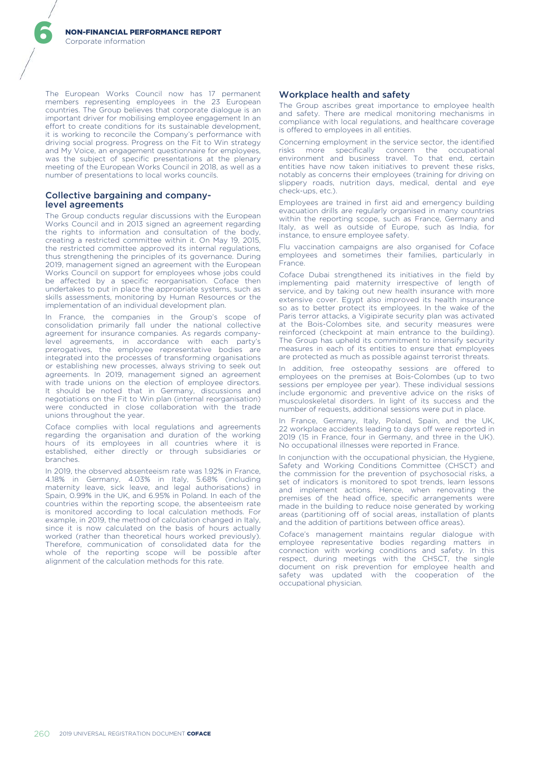The European Works Council now has 17 permanent members representing employees in the 23 European countries. The Group believes that corporate dialogue is an important driver for mobilising employee engagement In an effort to create conditions for its sustainable development, it is working to reconcile the Company's performance with driving social progress. Progress on the Fit to Win strategy and My Voice, an engagement questionnaire for employees, was the subject of specific presentations at the plenary meeting of the European Works Council in 2018, as well as a number of presentations to local works councils.

## Collective bargaining and company-level agreements

The Group conducts regular discussions with the European Works Council and in 2013 signed an agreement regarding the rights to information and consultation of the body, creating a restricted committee within it. On May 19, 2015, the restricted committee approved its internal regulations, thus strengthening the principles of its governance. During 2019, management signed an agreement with the European Works Council on support for employees whose jobs could be affected by a specific reorganisation. Coface then undertakes to put in place the appropriate systems, such as skills assessments, monitoring by Human Resources or the implementation of an individual development plan.

In France, the companies in the Group's scope of consolidation primarily fall under the national collective agreement for insurance companies. As regards company-level agreements, in accordance with each party's prerogatives, the employee representative bodies are integrated into the processes of transforming organisations or establishing new processes, always striving to seek out agreements. In 2019, management signed an agreement with trade unions on the election of employee directors. It should be noted that in Germany, discussions and negotiations on the Fit to Win plan (internal reorganisation) were conducted in close collaboration with the trade unions throughout the year.

Coface complies with local regulations and agreements regarding the organisation and duration of the working hours of its employees in all countries where it is established, either directly or through subsidiaries or branches.

In 2019, the observed absenteeism rate was 1.92% in France, 4.18% in Germany, 4.03% in Italy, 5.68% (including maternity leave, sick leave, and legal authorisations) in Spain, 0.99% in the UK, and 6.95% in Poland. In each of the countries within the reporting scope, the absenteeism rate is monitored according to local calculation methods. For example, in 2019, the method of calculation changed in Italy, since it is now calculated on the basis of hours actually worked (rather than theoretical hours worked previously). Therefore, communication of consolidated data for the whole of the reporting scope will be possible after alignment of the calculation methods for this rate.

## Workplace health and safety

The Group ascribes great importance to employee health and safety. There are medical monitoring mechanisms in compliance with local regulations, and healthcare coverage is offered to employees in all entities.

Concerning employment in the service sector, the identified risks more specifically concern the occupational environment and business travel. To that end, certain entities have now taken initiatives to prevent these risks, notably as concerns their employees (training for driving on slippery roads, nutrition days, medical, dental and eye check-ups, etc.).

Employees are trained in first aid and emergency building evacuation drills are regularly organised in many countries within the reporting scope, such as France, Germany and Italy, as well as outside of Europe, such as India, for instance, to ensure employee safety.

Flu vaccination campaigns are also organised for Coface employees and sometimes their families, particularly in France.

Coface Dubai strengthened its initiatives in the field by implementing paid maternity irrespective of length of service, and by taking out new health insurance with more extensive cover. Egypt also improved its health insurance so as to better protect its employees. In the wake of the Paris terror attacks, a Vigipirate security plan was activated at the Bois-Colombes site, and security measures were reinforced (checkpoint at main entrance to the building). The Group has upheld its commitment to intensify security measures in each of its entities to ensure that employees are protected as much as possible against terrorist threats.

In addition, free osteopathy sessions are offered to employees on the premises at Bois-Colombes (up to two sessions per employee per year). These individual sessions include ergonomic and preventive advice on the risks of musculoskeletal disorders. In light of its success and the number of requests, additional sessions were put in place.

In France, Germany, Italy, Poland, Spain, and the UK, 22 workplace accidents leading to days off were reported in 2019 (15 in France, four in Germany, and three in the UK). No occupational illnesses were reported in France.

In conjunction with the occupational physician, the Hygiene, Safety and Working Conditions Committee (CHSCT) and the commission for the prevention of psychosocial risks, a set of indicators is monitored to spot trends, learn lessons and implement actions. Hence, when renovating the premises of the head office, specific arrangements were made in the building to reduce noise generated by working areas (partitioning off of social areas, installation of plants and the addition of partitions between office areas).

Coface's management maintains regular dialogue with employee representative bodies regarding matters in connection with working conditions and safety. In this respect, during meetings with the CHSCT, the single document on risk prevention for employee health and safety was updated with the cooperation of the occupational physician.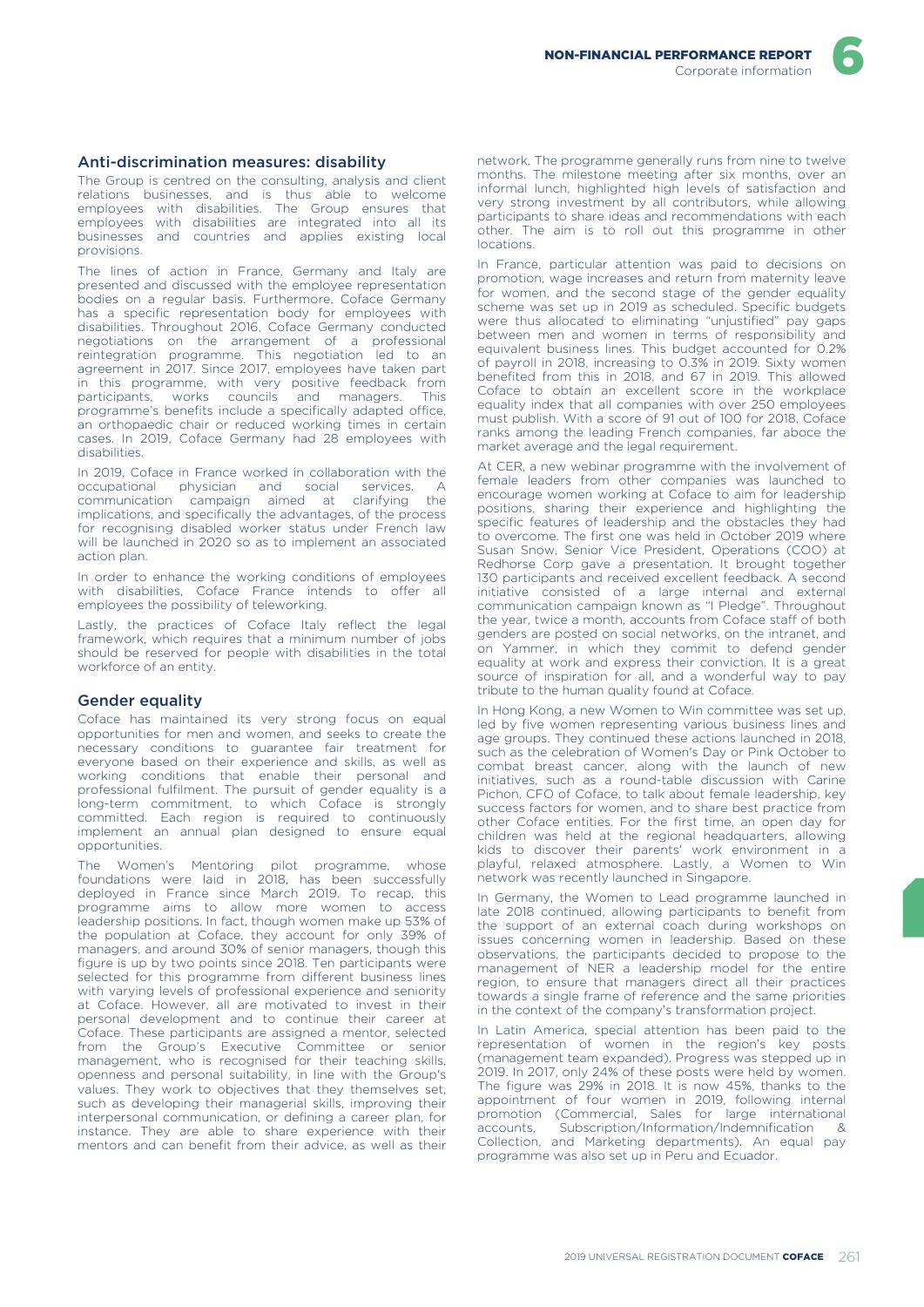## Anti-discrimination measures: disability

The Group is centred on the consulting, analysis and client relations businesses, and is thus able to welcome employees with disabilities. The Group ensures that employees with disabilities are integrated into all its businesses and countries and applies existing local provisions.

The lines of action in France, Germany and Italy are presented and discussed with the employee representation bodies on a regular basis. Furthermore, Coface Germany has a specific representation body for employees with disabilities. Throughout 2016, Coface Germany conducted negotiations on the arrangement of a professional reintegration programme. This negotiation led to an agreement in 2017. Since 2017, employees have taken part in this programme, with very positive feedback from participants, works councils and managers. This programme's benefits include a specifically adapted office, an orthopaedic chair or reduced working times in certain cases. In 2019, Coface Germany had 28 employees with disabilities.

In 2019, Coface in France worked in collaboration with the occupational physician and social services. A communication campaign aimed at clarifying the implications, and specifically the advantages, of the process for recognising disabled worker status under French law will be launched in 2020 so as to implement an associated action plan.

In order to enhance the working conditions of employees with disabilities, Coface France intends to offer all employees the possibility of teleworking.

Lastly, the practices of Coface Italy reflect the legal framework, which requires that a minimum number of jobs should be reserved for people with disabilities in the total workforce of an entity.

## Gender equality

Coface has maintained its very strong focus on equal opportunities for men and women, and seeks to create the necessary conditions to guarantee fair treatment for everyone based on their experience and skills, as well as working conditions that enable their personal and professional fulfilment. The pursuit of gender equality is a long-term commitment, to which Coface is strongly committed. Each region is required to continuously implement an annual plan designed to ensure equal opportunities.

The Women's Mentoring pilot programme, whose foundations were laid in 2018, has been successfully deployed in France since March 2019. To recap, this programme aims to allow more women to access leadership positions. In fact, though women make up 53% of the population at Coface, they account for only 39% of managers, and around 30% of senior managers, though this figure is up by two points since 2018. Ten participants were selected for this programme from different business lines with varying levels of professional experience and seniority at Coface. However, all are motivated to invest in their personal development and to continue their career at Coface. These participants are assigned a mentor, selected from the Group's Executive Committee or senior management, who is recognised for their teaching skills, openness and personal suitability, in line with the Group's values. They work to objectives that they themselves set, such as developing their managerial skills, improving their interpersonal communication, or defining a career plan, for instance. They are able to share experience with their mentors and can benefit from their advice, as well as their network. The programme generally runs from nine to twelve months. The milestone meeting after six months, over an informal lunch, highlighted high levels of satisfaction and very strong investment by all contributors, while allowing participants to share ideas and recommendations with each other. The aim is to roll out this programme in other locations.

In France, particular attention was paid to decisions on promotion, wage increases and return from maternity leave for women, and the second stage of the gender equality scheme was set up in 2019 as scheduled. Specific budgets were thus allocated to eliminating "unjustified" pay gaps between men and women in terms of responsibility and equivalent business lines. This budget accounted for 0.2% of payroll in 2018, increasing to 0.3% in 2019. Sixty women benefited from this in 2018, and 67 in 2019. This allowed Coface to obtain an excellent score in the workplace equality index that all companies with over 250 employees must publish. With a score of 91 out of 100 for 2018, Coface ranks among the leading French companies, far above the market average and the legal requirement.

At CER, a new webinar programme with the involvement of female leaders from other companies was launched to encourage women working at Coface to aim for leadership positions, sharing their experience and highlighting the specific features of leadership and the obstacles they had to overcome. The first one was held in October 2019 where Susan Snow, Senior Vice President, Operations (COO) at Redhorse Corp gave a presentation. It brought together 130 participants and received excellent feedback. A second initiative consisted of a large internal and external communication campaign known as "I Pledge". Throughout the year, twice a month, accounts from Coface staff of both genders are posted on social networks, on the intranet, and on Yammer, in which they commit to defend gender equality at work and express their conviction. It is a great source of inspiration for all, and a wonderful way to pay tribute to the human quality found at Coface.

In Hong Kong, a new Women to Win committee was set up, led by five women representing various business lines and age groups. They continued these actions launched in 2018, such as the celebration of Women's Day or Pink October to combat breast cancer, along with the launch of new initiatives, such as a round-table discussion with Carine Pichon, CFO of Coface, to talk about female leadership, key success factors for women, and to share best practice from other Coface entities. For the first time, an open day for children was held at the regional headquarters, allowing kids to discover their parents' work environment in a playful, relaxed atmosphere. Lastly, a Women to Win network was recently launched in Singapore.

In Germany, the Women to Lead programme launched in late 2018 continued, allowing participants to benefit from the support of an external coach during workshops on issues concerning women in leadership. Based on these observations, the participants decided to propose to the management of NER a leadership model for the entire region, to ensure that managers direct all their practices towards a single frame of reference and the same priorities in the context of the company's transformation project.

In Latin America, special attention has been paid to the representation of women in the region's key posts (management team expanded). Progress was stepped up in 2019. In 2017, only 24% of these posts were held by women. The figure was 29% in 2018. It is now 45%, thanks to the appointment of four women in 2019, following internal promotion (Commercial, Sales for large international accounts, Subscription/Information/Indemnification & Collection, and Marketing departments). An equal pay programme was also set up in Peru and Ecuador.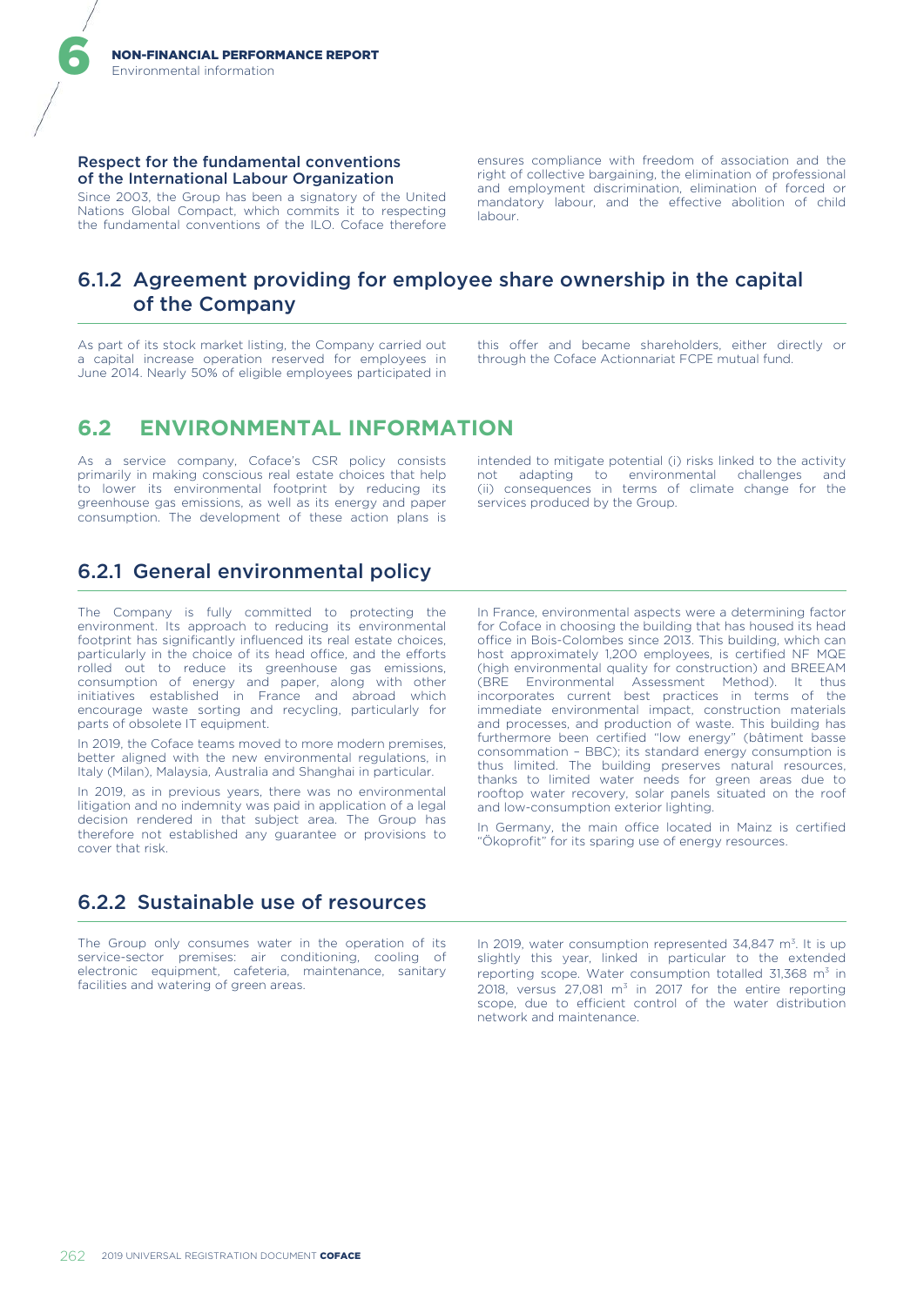#### Respect for the fundamental conventions of the International Labour Organization

Since 2003, the Group has been a signatory of the United Nations Global Compact, which commits it to respecting the fundamental conventions of the ILO. Coface therefore ensures compliance with freedom of association and the right of collective bargaining, the elimination of professional and employment discrimination, elimination of forced or mandatory labour, and the effective abolition of child labour.

### 6.1.2 Agreement providing for employee share ownership in the capital of the Company

As part of its stock market listing, the Company carried out a capital increase operation reserved for employees in June 2014. Nearly 50% of eligible employees participated in this offer and became shareholders, either directly or through the Coface Actionnariat FCPE mutual fund.

## 6.2 ENVIRONMENTAL INFORMATION

As a service company, Coface's CSR policy consists primarily in making conscious real estate choices that help to lower its environmental footprint by reducing its greenhouse gas emissions, as well as its energy and paper consumption. The development of these action plans is intended to mitigate potential (i) risks linked to the activity not adapting to environmental challenges and (ii) consequences in terms of climate change for the services produced by the Group.

### 6.2.1 General environmental policy

The Company is fully committed to protecting the environment. Its approach to reducing its environmental footprint has significantly influenced its real estate choices, particularly in the choice of its head office, and the efforts rolled out to reduce its greenhouse gas emissions, consumption of energy and paper, along with other initiatives established in France and abroad which encourage waste sorting and recycling, particularly for parts of obsolete IT equipment.

In 2019, the Coface teams moved to more modern premises, better aligned with the new environmental regulations, in Italy (Milan), Malaysia, Australia and Shanghai in particular.

In 2019, as in previous years, there was no environmental litigation and no indemnity was paid in application of a legal decision rendered in that subject area. The Group has therefore not established any guarantee or provisions to cover that risk.

In France, environmental aspects were a determining factor for Coface in choosing the building that has housed its head office in Bois-Colombes since 2013. This building, which can host approximately 1,200 employees, is certified NF MQE (high environmental quality for construction) and BREEAM (BRE Environmental Assessment Method). It thus incorporates current best practices in terms of the immediate environmental impact, construction materials and processes, and production of waste. This building has furthermore been certified "low energy" (bâtiment basse consommation – BBC); its standard energy consumption is thus limited. The building preserves natural resources, thanks to limited water needs for green areas due to rooftop water recovery, solar panels situated on the roof and low-consumption exterior lighting.

In Germany, the main office located in Mainz is certified "Ökoprofit" for its sparing use of energy resources.

### 6.2.2 Sustainable use of resources

The Group only consumes water in the operation of its service-sector premises: air conditioning, cooling of electronic equipment, cafeteria, maintenance, sanitary facilities and watering of green areas.

In 2019, water consumption represented 34,847 m$^3$. It is up slightly this year, linked in particular to the extended reporting scope. Water consumption totalled 31,368 m$^3$ in 2018, versus 27,081 m$^3$ in 2017 for the entire reporting scope, due to efficient control of the water distribution network and maintenance.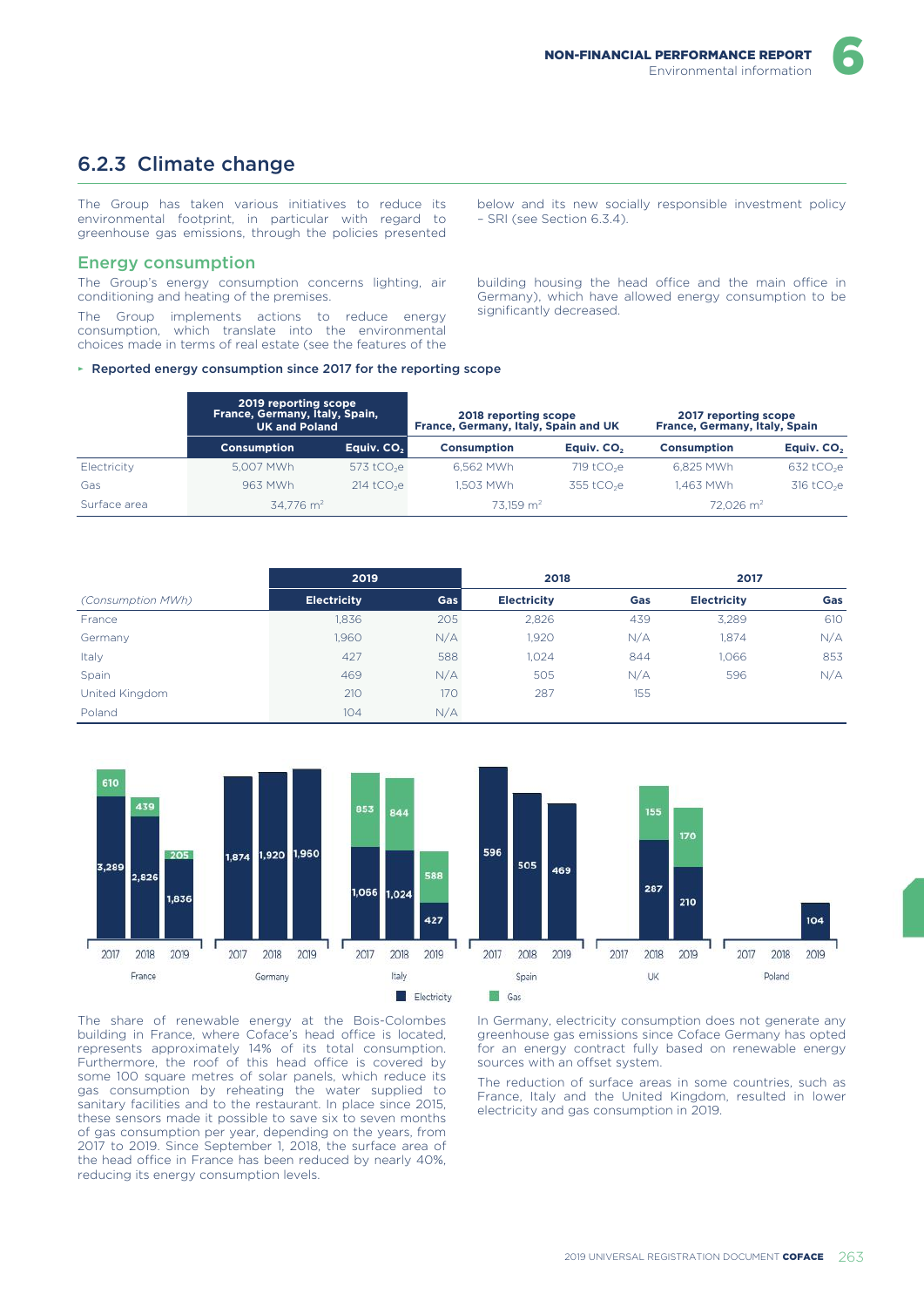## 6.2.3 Climate change

The Group has taken various initiatives to reduce its environmental footprint, in particular with regard to greenhouse gas emissions, through the policies presented below and its new socially responsible investment policy – SRI (see Section 6.3.4).

### Energy consumption

The Group's energy consumption concerns lighting, air conditioning and heating of the premises.

The Group implements actions to reduce energy consumption, which translate into the environmental choices made in terms of real estate (see the features of the building housing the head office and the main office in Germany), which have allowed energy consumption to be significantly decreased.

▸ **Reported energy consumption since 2017 for the reporting scope**

| | 2019 reporting scope France, Germany, Italy, Spain, UK and Poland | | 2018 reporting scope France, Germany, Italy, Spain and UK | | 2017 reporting scope France, Germany, Italy, Spain | |
|---|---|---|---|---|---|---|
| | **Consumption** | **Equiv. $CO_2$** | **Consumption** | **Equiv. $CO_2$** | **Consumption** | **Equiv. $CO_2$** |
| Electricity | 5,007 MWh | 573 $tCO_2e$ | 6,562 MWh | 719 $tCO_2e$ | 6,825 MWh | 632 $tCO_2e$ |
| Gas | 963 MWh | 214 $tCO_2e$ | 1,503 MWh | 355 $tCO_2e$ | 1,463 MWh | 316 $tCO_2e$ |
| Surface area | 34,776 m² | | 73,159 m² | | 72,026 m² | |

| | 2019 | | 2018 | | 2017 | |
|---|---|---|---|---|---|---|
| *(Consumption MWh)* | **Electricity** | **Gas** | **Electricity** | **Gas** | **Electricity** | **Gas** |
| France | 1,836 | 205 | 2,826 | 439 | 3,289 | 610 |
| Germany | 1,960 | N/A | 1,920 | N/A | 1,874 | N/A |
| Italy | 427 | 588 | 1,024 | 844 | 1,066 | 853 |
| Spain | 469 | N/A | 505 | N/A | 596 | N/A |
| United Kingdom | 210 | 170 | 287 | 155 | | |
| Poland | 104 | N/A | | | | |

| Country | Year | Electricity | Gas |
|---|---|---|---|
| France | 2017 | 3,289 | 610 |
| France | 2018 | 2,826 | 439 |
| France | 2019 | 1,836 | 205 |
| Germany | 2017 | 1,874 | |
| Germany | 2018 | 1,920 | |
| Germany | 2019 | 1,960 | |
| Italy | 2017 | 1,066 | 853 |
| Italy | 2018 | 1,024 | 844 |
| Italy | 2019 | 427 | 588 |
| Spain | 2017 | 596 | |
| Spain | 2018 | 505 | |
| Spain | 2019 | 469 | |
| UK | 2018 | 287 | 155 |
| UK | 2019 | 210 | 170 |
| Poland | 2019 | 104 | |

The share of renewable energy at the Bois-Colombes building in France, where Coface's head office is located, represents approximately 14% of its total consumption. Furthermore, the roof of this head office is covered by some 100 square metres of solar panels, which reduce its gas consumption by reheating the water supplied to sanitary facilities and to the restaurant. In place since 2015, these sensors made it possible to save six to seven months of gas consumption per year, depending on the years, from 2017 to 2019. Since September 1, 2018, the surface area of the head office in France has been reduced by nearly 40%, reducing its energy consumption levels.

In Germany, electricity consumption does not generate any greenhouse gas emissions since Coface Germany has opted for an energy contract fully based on renewable energy sources with an offset system.

The reduction of surface areas in some countries, such as France, Italy and the United Kingdom, resulted in lower electricity and gas consumption in 2019.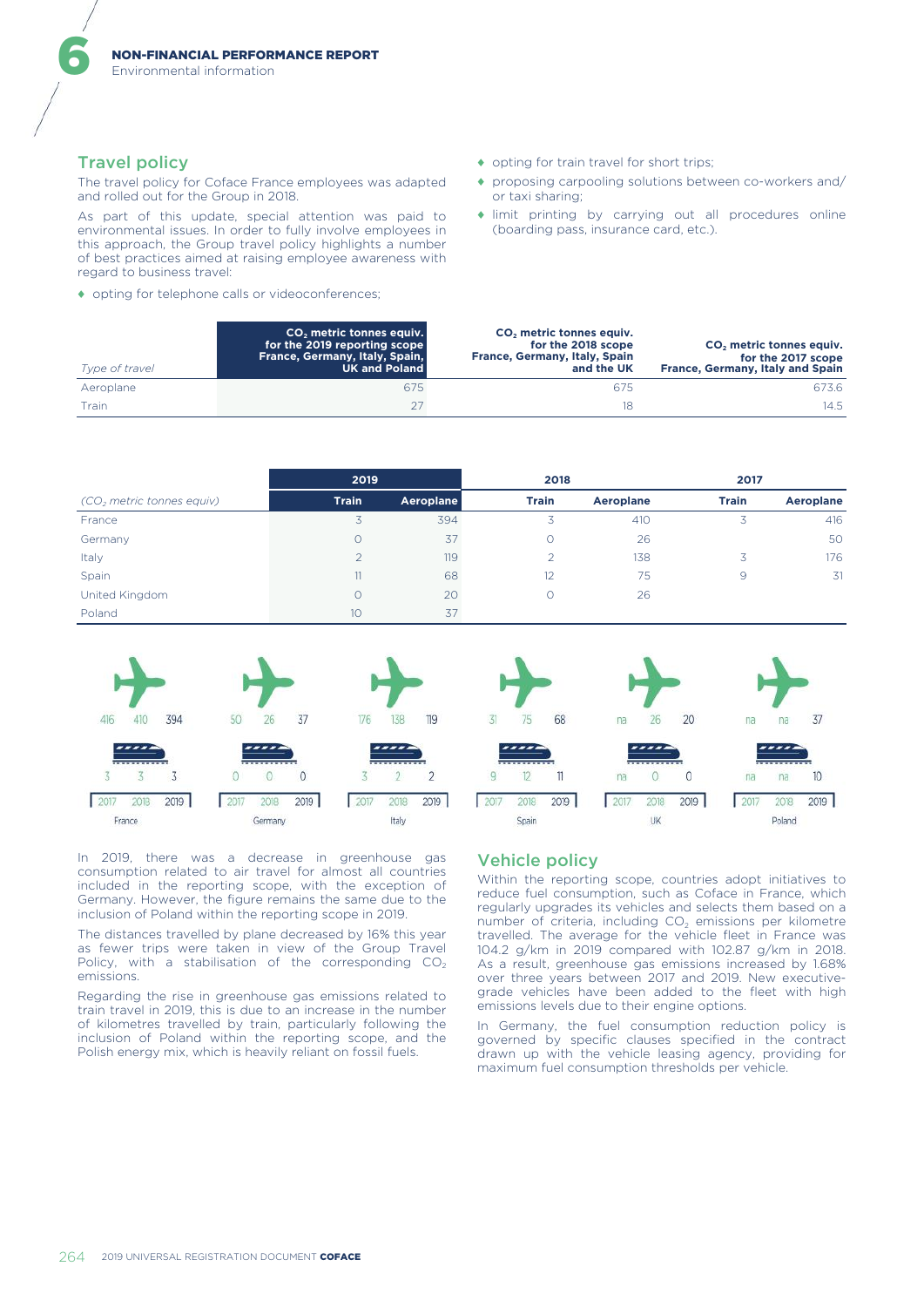## Travel policy

The travel policy for Coface France employees was adapted and rolled out for the Group in 2018.

As part of this update, special attention was paid to environmental issues. In order to fully involve employees in this approach, the Group travel policy highlights a number of best practices aimed at raising employee awareness with regard to business travel:

- opting for telephone calls or videoconferences;
- opting for train travel for short trips;
- proposing carpooling solutions between co-workers and/ or taxi sharing;
- limit printing by carrying out all procedures online (boarding pass, insurance card, etc.).

| *Type of travel* | $CO_2$ metric tonnes equiv. for the 2019 reporting scope France, Germany, Italy, Spain, UK and Poland | $CO_2$ metric tonnes equiv. for the 2018 scope France, Germany, Italy, Spain and the UK | $CO_2$ metric tonnes equiv. for the 2017 scope France, Germany, Italy and Spain |
|---|---|---|---|
| Aeroplane | 675 | 675 | 673.6 |
| Train | 27 | 18 | 14.5 |

| *($CO_2$ metric tonnes equiv)* | 2019 | | 2018 | | 2017 | |
|---|---|---|---|---|---|---|
| | Train | Aeroplane | Train | Aeroplane | Train | Aeroplane |
| France | 3 | 394 | 3 | 410 | 3 | 416 |
| Germany | 0 | 37 | 0 | 26 | | 50 |
| Italy | 2 | 119 | 2 | 138 | 3 | 176 |
| Spain | 11 | 68 | 12 | 75 | 9 | 31 |
| United Kingdom | 0 | 20 | 0 | 26 | | |
| Poland | 10 | 37 | | | | |

| | France | | | Germany | | | Italy | | | Spain | | | UK | | | Poland | | |
|---|---|---|---|---|---|---|---|---|---|---|---|---|---|---|---|---|---|---|
| | 2017 | 2018 | 2019 | 2017 | 2018 | 2019 | 2017 | 2018 | 2019 | 2017 | 2018 | 2019 | 2017 | 2018 | 2019 | 2017 | 2018 | 2019 |
| Aeroplane | 416 | 410 | 394 | 50 | 26 | 37 | 176 | 138 | 119 | 31 | 75 | 68 | na | 26 | 20 | na | na | 37 |
| Train | 3 | 3 | 3 | 0 | 0 | 0 | 3 | 2 | 2 | 9 | 12 | 11 | na | 0 | 0 | na | na | 10 |

In 2019, there was a decrease in greenhouse gas consumption related to air travel for almost all countries included in the reporting scope, with the exception of Germany. However, the figure remains the same due to the inclusion of Poland within the reporting scope in 2019.

The distances travelled by plane decreased by 16% this year as fewer trips were taken in view of the Group Travel Policy, with a stabilisation of the corresponding $CO_2$ emissions.

Regarding the rise in greenhouse gas emissions related to train travel in 2019, this is due to an increase in the number of kilometres travelled by train, particularly following the inclusion of Poland within the reporting scope, and the Polish energy mix, which is heavily reliant on fossil fuels.

## Vehicle policy

Within the reporting scope, countries adopt initiatives to reduce fuel consumption, such as Coface in France, which regularly upgrades its vehicles and selects them based on a number of criteria, including $CO_2$ emissions per kilometre travelled. The average for the vehicle fleet in France was 104.2 g/km in 2019 compared with 102.87 g/km in 2018. As a result, greenhouse gas emissions increased by 1.68% over three years between 2017 and 2019. New executive-grade vehicles have been added to the fleet with high emissions levels due to their engine options.

In Germany, the fuel consumption reduction policy is governed by specific clauses specified in the contract drawn up with the vehicle leasing agency, providing for maximum fuel consumption thresholds per vehicle.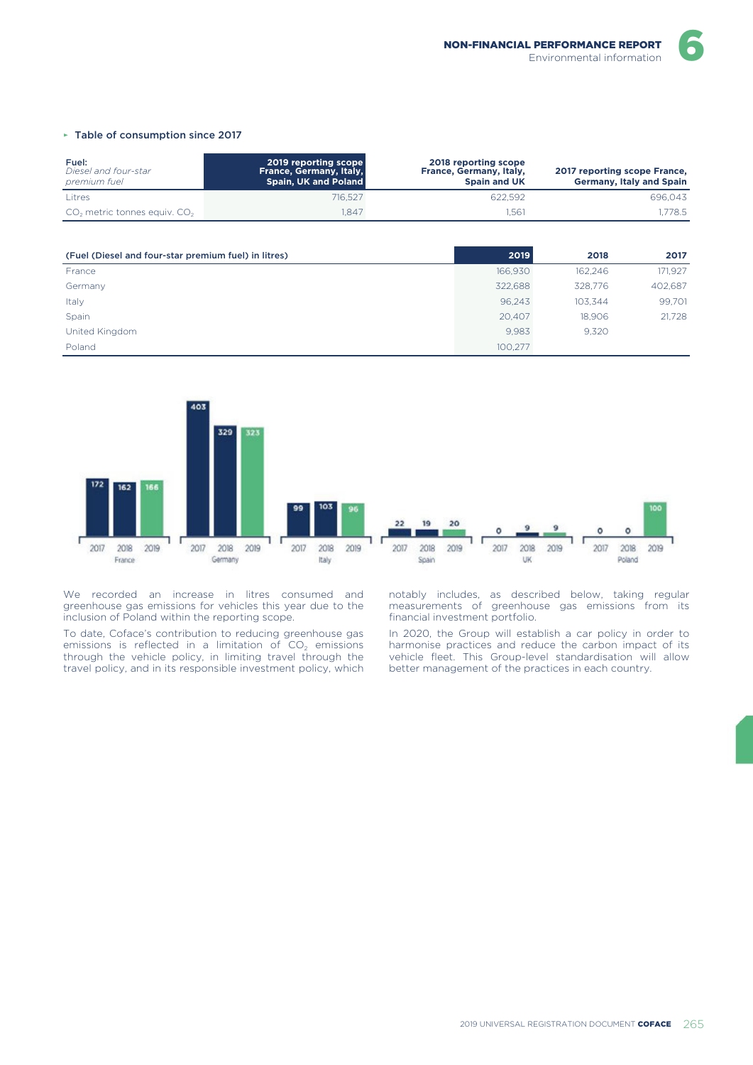▸ Table of consumption since 2017

| Fuel: *Diesel and four-star premium fuel* | 2019 reporting scope France, Germany, Italy, Spain, UK and Poland | 2018 reporting scope France, Germany, Italy, Spain and UK | 2017 reporting scope France, Germany, Italy and Spain |
|---|---|---|---|
| Litres | 716,527 | 622,592 | 696,043 |
| $CO_2$ metric tonnes equiv. $CO_2$ | 1,847 | 1,561 | 1,778.5 |

| (Fuel (Diesel and four-star premium fuel) in litres) | 2019 | 2018 | 2017 |
|---|---|---|---|
| France | 166,930 | 162,246 | 171,927 |
| Germany | 322,688 | 328,776 | 402,687 |
| Italy | 96,243 | 103,344 | 99,701 |
| Spain | 20,407 | 18,906 | 21,728 |
| United Kingdom | 9,983 | 9,320 | |
| Poland | 100,277 | | |

| | 2017 | 2018 | 2019 |
|---|---|---|---|
| France | 172 | 162 | 166 |
| Germany | 403 | 329 | 323 |
| Italy | 99 | 103 | 96 |
| Spain | 22 | 19 | 20 |
| UK | 0 | 9 | 9 |
| Poland | 0 | 0 | 100 |

We recorded an increase in litres consumed and greenhouse gas emissions for vehicles this year due to the inclusion of Poland within the reporting scope.

To date, Coface's contribution to reducing greenhouse gas emissions is reflected in a limitation of $CO_2$ emissions through the vehicle policy, in limiting travel through the travel policy, and in its responsible investment policy, which notably includes, as described below, taking regular measurements of greenhouse gas emissions from its financial investment portfolio.

In 2020, the Group will establish a car policy in order to harmonise practices and reduce the carbon impact of its vehicle fleet. This Group-level standardisation will allow better management of the practices in each country.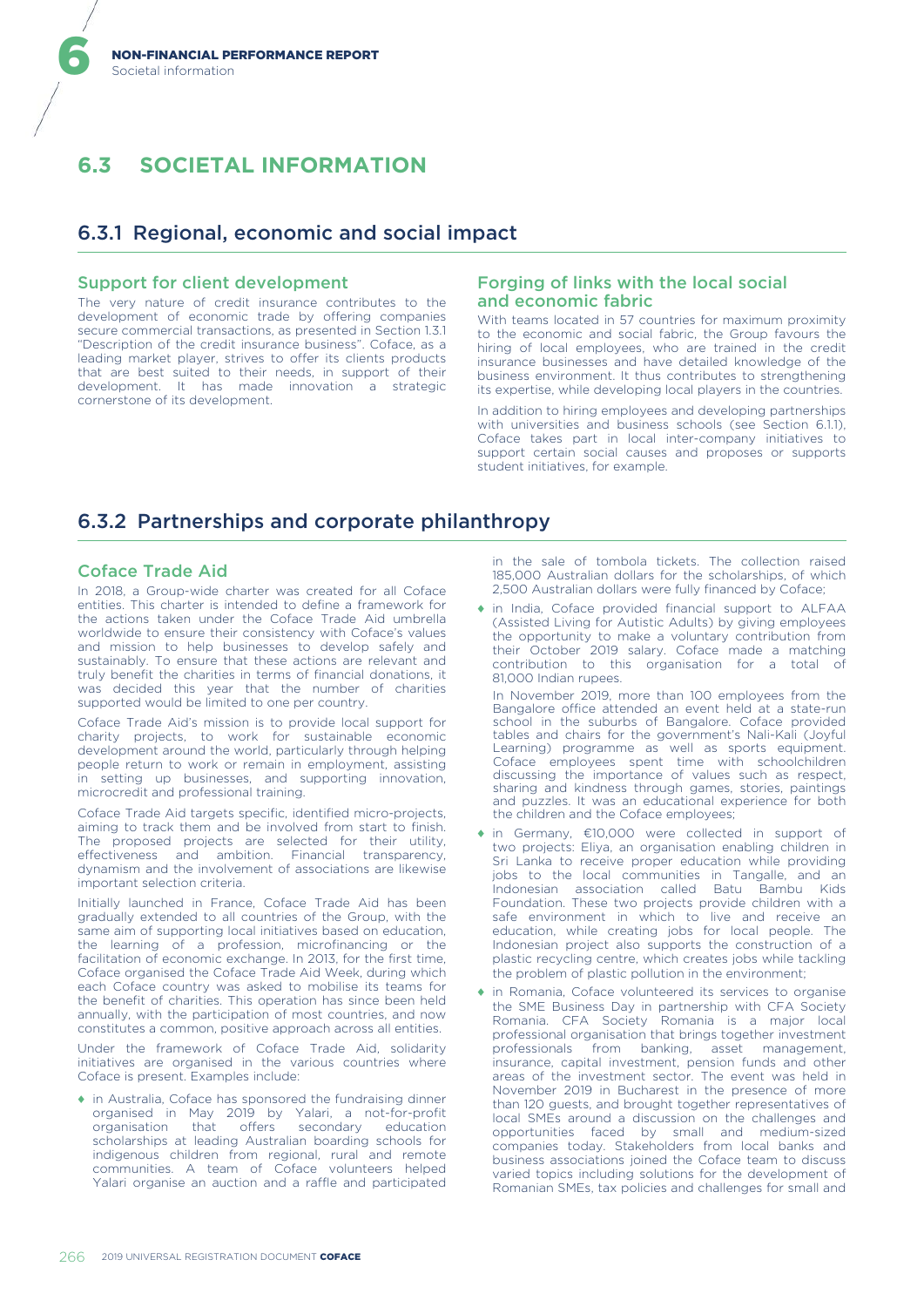## 6.3 SOCIETAL INFORMATION

### 6.3.1 Regional, economic and social impact

#### Support for client development

The very nature of credit insurance contributes to the development of economic trade by offering companies secure commercial transactions, as presented in Section 1.3.1 "Description of the credit insurance business". Coface, as a leading market player, strives to offer its clients products that are best suited to their needs, in support of their development. It has made innovation a strategic cornerstone of its development.

#### Forging of links with the local social and economic fabric

With teams located in 57 countries for maximum proximity to the economic and social fabric, the Group favours the hiring of local employees, who are trained in the credit insurance businesses and have detailed knowledge of the business environment. It thus contributes to strengthening its expertise, while developing local players in the countries.

In addition to hiring employees and developing partnerships with universities and business schools (see Section 6.1.1), Coface takes part in local inter-company initiatives to support certain social causes and proposes or supports student initiatives, for example.

### 6.3.2 Partnerships and corporate philanthropy

#### Coface Trade Aid

In 2018, a Group-wide charter was created for all Coface entities. This charter is intended to define a framework for the actions taken under the Coface Trade Aid umbrella worldwide to ensure their consistency with Coface's values and mission to help businesses to develop safely and sustainably. To ensure that these actions are relevant and truly benefit the charities in terms of financial donations, it was decided this year that the number of charities supported would be limited to one per country.

Coface Trade Aid's mission is to provide local support for charity projects, to work for sustainable economic development around the world, particularly through helping people return to work or remain in employment, assisting in setting up businesses, and supporting innovation, microcredit and professional training.

Coface Trade Aid targets specific, identified micro-projects, aiming to track them and be involved from start to finish. The proposed projects are selected for their utility, effectiveness and ambition. Financial transparency, dynamism and the involvement of associations are likewise important selection criteria.

Initially launched in France, Coface Trade Aid has been gradually extended to all countries of the Group, with the same aim of supporting local initiatives based on education, the learning of a profession, microfinancing or the facilitation of economic exchange. In 2013, for the first time, Coface organised the Coface Trade Aid Week, during which each Coface country was asked to mobilise its teams for the benefit of charities. This operation has since been held annually, with the participation of most countries, and now constitutes a common, positive approach across all entities.

Under the framework of Coface Trade Aid, solidarity initiatives are organised in the various countries where Coface is present. Examples include:

- in Australia, Coface has sponsored the fundraising dinner organised in May 2019 by Yalari, a not-for-profit organisation that offers secondary education scholarships at leading Australian boarding schools for indigenous children from regional, rural and remote communities. A team of Coface volunteers helped Yalari organise an auction and a raffle and participated in the sale of tombola tickets. The collection raised 185,000 Australian dollars for the scholarships, of which 2,500 Australian dollars were fully financed by Coface;
- in India, Coface provided financial support to ALFAA (Assisted Living for Autistic Adults) by giving employees the opportunity to make a voluntary contribution from their October 2019 salary. Coface made a matching contribution to this organisation for a total of 81,000 Indian rupees.

  In November 2019, more than 100 employees from the Bangalore office attended an event held at a state-run school in the suburbs of Bangalore. Coface provided tables and chairs for the government's Nali-Kali (Joyful Learning) programme as well as sports equipment. Coface employees spent time with schoolchildren discussing the importance of values such as respect, sharing and kindness through games, stories, paintings and puzzles. It was an educational experience for both the children and the Coface employees;
- in Germany, €10,000 were collected in support of two projects: Eliya, an organisation enabling children in Sri Lanka to receive proper education while providing jobs to the local communities in Tangalle, and an Indonesian association called Batu Bambu Kids Foundation. These two projects provide children with a safe environment in which to live and receive an education, while creating jobs for local people. The Indonesian project also supports the construction of a plastic recycling centre, which creates jobs while tackling the problem of plastic pollution in the environment;
- in Romania, Coface volunteered its services to organise the SME Business Day in partnership with CFA Society Romania. CFA Society Romania is a major local professional organisation that brings together investment professionals from banking, asset management, insurance, capital investment, pension funds and other areas of the investment sector. The event was held in November 2019 in Bucharest in the presence of more than 120 guests, and brought together representatives of local SMEs around a discussion on the challenges and opportunities faced by small and medium-sized companies today. Stakeholders from local banks and business associations joined the Coface team to discuss varied topics including solutions for the development of Romanian SMEs, tax policies and challenges for small and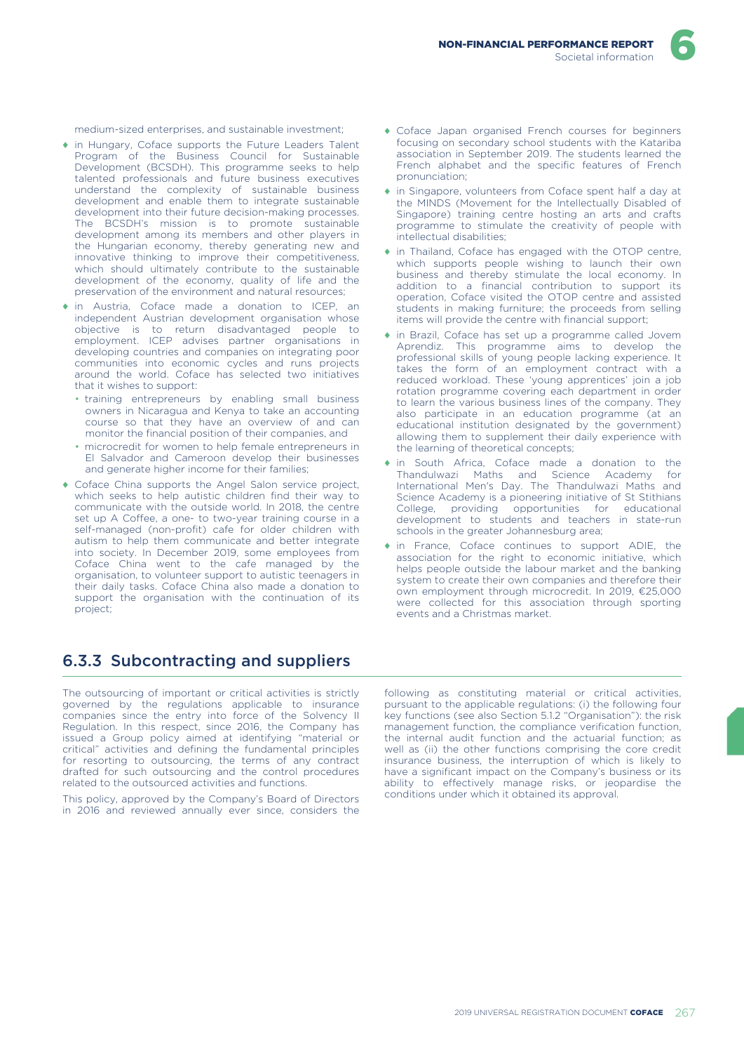medium-sized enterprises, and sustainable investment;

- in Hungary, Coface supports the Future Leaders Talent Program of the Business Council for Sustainable Development (BCSDH). This programme seeks to help talented professionals and future business executives understand the complexity of sustainable business development and enable them to integrate sustainable development into their future decision-making processes. The BCSDH's mission is to promote sustainable development among its members and other players in the Hungarian economy, thereby generating new and innovative thinking to improve their competitiveness, which should ultimately contribute to the sustainable development of the economy, quality of life and the preservation of the environment and natural resources;
- in Austria, Coface made a donation to ICEP, an independent Austrian development organisation whose objective is to return disadvantaged people to employment. ICEP advises partner organisations in developing countries and companies on integrating poor communities into economic cycles and runs projects around the world. Coface has selected two initiatives that it wishes to support:
  - training entrepreneurs by enabling small business owners in Nicaragua and Kenya to take an accounting course so that they have an overview of and can monitor the financial position of their companies, and
  - microcredit for women to help female entrepreneurs in El Salvador and Cameroon develop their businesses and generate higher income for their families;
- Coface China supports the Angel Salon service project, which seeks to help autistic children find their way to communicate with the outside world. In 2018, the centre set up A Coffee, a one- to two-year training course in a self-managed (non-profit) cafe for older children with autism to help them communicate and better integrate into society. In December 2019, some employees from Coface China went to the cafe managed by the organisation, to volunteer support to autistic teenagers in their daily tasks. Coface China also made a donation to support the organisation with the continuation of its project;
- Coface Japan organised French courses for beginners focusing on secondary school students with the Katariba association in September 2019. The students learned the French alphabet and the specific features of French pronunciation;
- in Singapore, volunteers from Coface spent half a day at the MINDS (Movement for the Intellectually Disabled of Singapore) training centre hosting an arts and crafts programme to stimulate the creativity of people with intellectual disabilities;
- in Thailand, Coface has engaged with the OTOP centre, which supports people wishing to launch their own business and thereby stimulate the local economy. In addition to a financial contribution to support its operation, Coface visited the OTOP centre and assisted students in making furniture; the proceeds from selling items will provide the centre with financial support;
- in Brazil, Coface has set up a programme called Jovem Aprendiz. This programme aims to develop the professional skills of young people lacking experience. It takes the form of an employment contract with a reduced workload. These 'young apprentices' join a job rotation programme covering each department in order to learn the various business lines of the company. They also participate in an education programme (at an educational institution designated by the government) allowing them to supplement their daily experience with the learning of theoretical concepts;
- in South Africa, Coface made a donation to the Thandulwazi Maths and Science Academy for International Men's Day. The Thandulwazi Maths and Science Academy is a pioneering initiative of St Stithians College, providing opportunities for educational development to students and teachers in state-run schools in the greater Johannesburg area;
- in France, Coface continues to support ADIE, the association for the right to economic initiative, which helps people outside the labour market and the banking system to create their own companies and therefore their own employment through microcredit. In 2019, €25,000 were collected for this association through sporting events and a Christmas market.

## 6.3.3 Subcontracting and suppliers

The outsourcing of important or critical activities is strictly governed by the regulations applicable to insurance companies since the entry into force of the Solvency II Regulation. In this respect, since 2016, the Company has issued a Group policy aimed at identifying "material or critical" activities and defining the fundamental principles for resorting to outsourcing, the terms of any contract drafted for such outsourcing and the control procedures related to the outsourced activities and functions.

This policy, approved by the Company's Board of Directors in 2016 and reviewed annually ever since, considers the following as constituting material or critical activities, pursuant to the applicable regulations: (i) the following four key functions (see also Section 5.1.2 "Organisation"): the risk management function, the compliance verification function, the internal audit function and the actuarial function; as well as (ii) the other functions comprising the core credit insurance business, the interruption of which is likely to have a significant impact on the Company's business or its ability to effectively manage risks, or jeopardise the conditions under which it obtained its approval.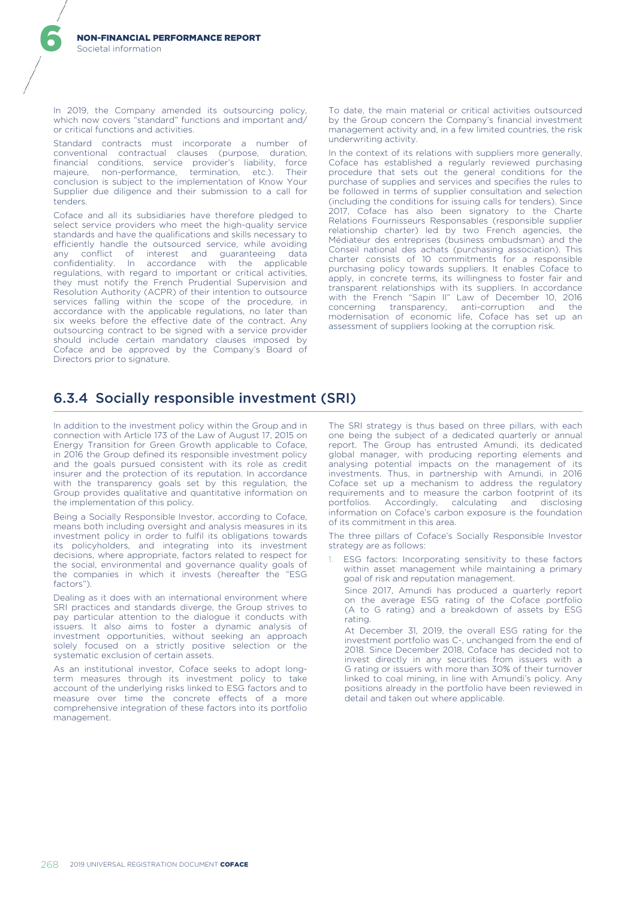In 2019, the Company amended its outsourcing policy, which now covers "standard" functions and important and/ or critical functions and activities.

Standard contracts must incorporate a number of conventional contractual clauses (purpose, duration, financial conditions, service provider's liability, force majeure, non-performance, termination, etc.). Their conclusion is subject to the implementation of Know Your Supplier due diligence and their submission to a call for tenders.

Coface and all its subsidiaries have therefore pledged to select service providers who meet the high-quality service standards and have the qualifications and skills necessary to efficiently handle the outsourced service, while avoiding any conflict of interest and guaranteeing data confidentiality. In accordance with the applicable regulations, with regard to important or critical activities, they must notify the French Prudential Supervision and Resolution Authority (ACPR) of their intention to outsource services falling within the scope of the procedure, in accordance with the applicable regulations, no later than six weeks before the effective date of the contract. Any outsourcing contract to be signed with a service provider should include certain mandatory clauses imposed by Coface and be approved by the Company's Board of Directors prior to signature.

To date, the main material or critical activities outsourced by the Group concern the Company's financial investment management activity and, in a few limited countries, the risk underwriting activity.

In the context of its relations with suppliers more generally, Coface has established a regularly reviewed purchasing procedure that sets out the general conditions for the purchase of supplies and services and specifies the rules to be followed in terms of supplier consultation and selection (including the conditions for issuing calls for tenders). Since 2017, Coface has also been signatory to the Charte Relations Fournisseurs Responsables (responsible supplier relationship charter) led by two French agencies, the Médiateur des entreprises (business ombudsman) and the Conseil national des achats (purchasing association). This charter consists of 10 commitments for a responsible purchasing policy towards suppliers. It enables Coface to apply, in concrete terms, its willingness to foster fair and transparent relationships with its suppliers. In accordance with the French "Sapin II" Law of December 10, 2016 concerning transparency, anti-corruption and the modernisation of economic life, Coface has set up an assessment of suppliers looking at the corruption risk.

## 6.3.4 Socially responsible investment (SRI)

In addition to the investment policy within the Group and in connection with Article 173 of the Law of August 17, 2015 on Energy Transition for Green Growth applicable to Coface, in 2016 the Group defined its responsible investment policy and the goals pursued consistent with its role as credit insurer and the protection of its reputation. In accordance with the transparency goals set by this regulation, the Group provides qualitative and quantitative information on the implementation of this policy.

Being a Socially Responsible Investor, according to Coface, means both including oversight and analysis measures in its investment policy in order to fulfil its obligations towards its policyholders, and integrating into its investment decisions, where appropriate, factors related to respect for the social, environmental and governance quality goals of the companies in which it invests (hereafter the "ESG factors").

Dealing as it does with an international environment where SRI practices and standards diverge, the Group strives to pay particular attention to the dialogue it conducts with issuers. It also aims to foster a dynamic analysis of investment opportunities, without seeking an approach solely focused on a strictly positive selection or the systematic exclusion of certain assets.

As an institutional investor, Coface seeks to adopt long-term measures through its investment policy to take account of the underlying risks linked to ESG factors and to measure over time the concrete effects of a more comprehensive integration of these factors into its portfolio management.

The SRI strategy is thus based on three pillars, with each one being the subject of a dedicated quarterly or annual report. The Group has entrusted Amundi, its dedicated global manager, with producing reporting elements and analysing potential impacts on the management of its investments. Thus, in partnership with Amundi, in 2016 the Coface set up a mechanism to address the regulatory requirements and to measure the carbon footprint of its portfolios. Accordingly, calculating and disclosing information on Coface's carbon exposure is the foundation of its commitment in this area.

The three pillars of Coface's Socially Responsible Investor strategy are as follows:

1. ESG factors: Incorporating sensitivity to these factors within asset management while maintaining a primary goal of risk and reputation management.

   Since 2017, Amundi has produced a quarterly report on the average ESG rating of the Coface portfolio (A to G rating) and a breakdown of assets by ESG rating.

   At December 31, 2019, the overall ESG rating for the investment portfolio was C-, unchanged from the end of 2018. Since December 2018, Coface has decided not to invest directly in any securities from issuers with a G rating or issuers with more than 30% of their turnover linked to coal mining, in line with Amundi's policy. Any positions already in the portfolio have been reviewed in detail and taken out where applicable.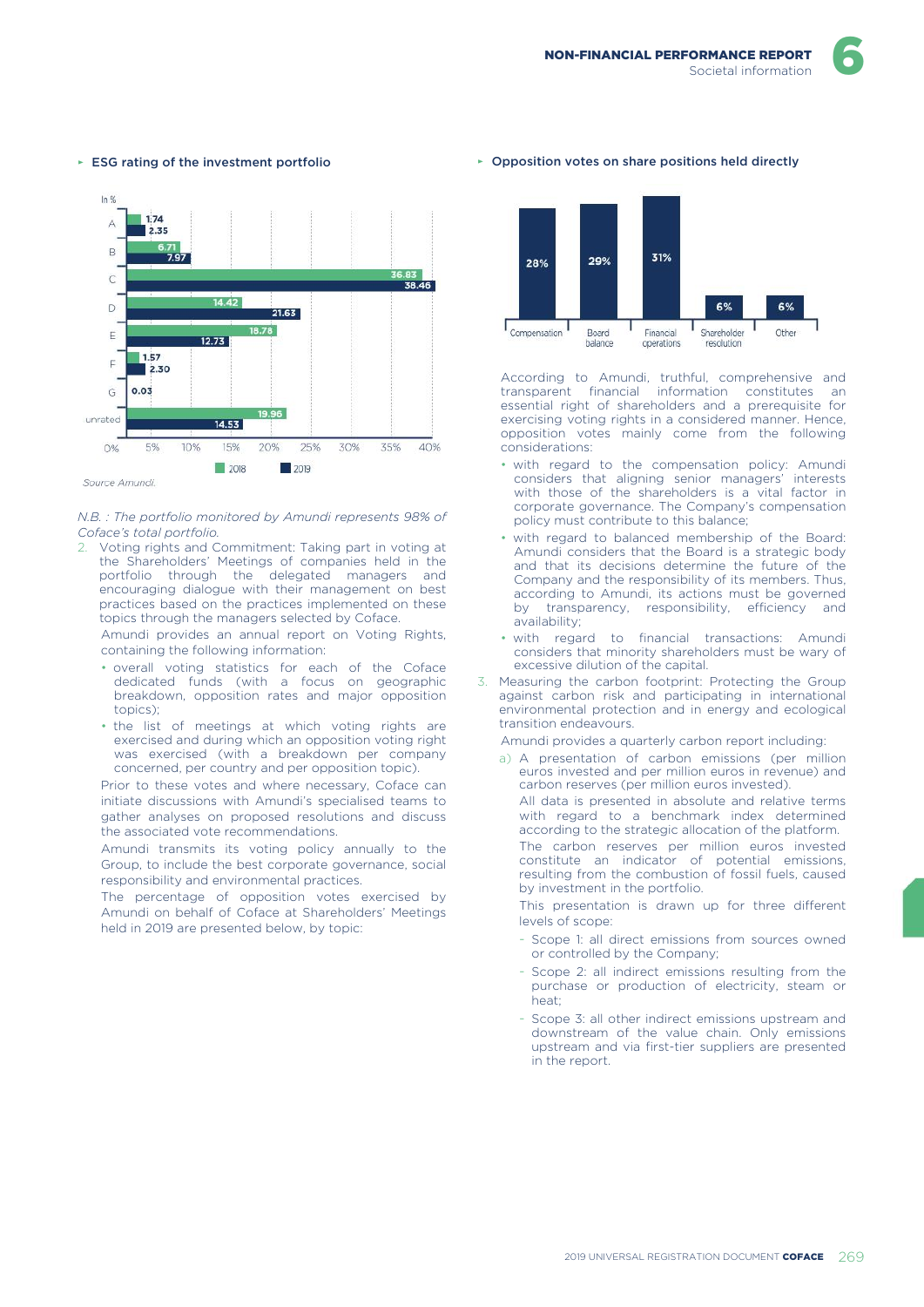#### ESG rating of the investment portfolio

In %

| Rating | 2018 | 2019 |
|---|---|---|
| A | 1.74 | 2.35 |
| B | 6.71 | 7.97 |
| C | 36.83 | 38.46 |
| D | 14.42 | 21.63 |
| E | 18.78 | 12.73 |
| F | 1.57 | 2.30 |
| G | 0.03 | |
| unrated | 19.96 | 14.53 |

*Source Amundi.*

*N.B. : The portfolio monitored by Amundi represents 98% of Coface's total portfolio.*

2. Voting rights and Commitment: Taking part in voting at the Shareholders' Meetings of companies held in the portfolio through the delegated managers and encouraging dialogue with their management on best practices based on the practices implemented on these topics through the managers selected by Coface.

   Amundi provides an annual report on Voting Rights, containing the following information:

   - overall voting statistics for each of the Coface dedicated funds (with a focus on geographic breakdown, opposition rates and major opposition topics);
   - the list of meetings at which voting rights are exercised and during which an opposition voting right was exercised (with a breakdown per company concerned, per country and per opposition topic).

   Prior to these votes and where necessary, Coface can initiate discussions with Amundi's specialised teams to gather analyses on proposed resolutions and discuss the associated vote recommendations.

   Amundi transmits its voting policy annually to the Group, to include the best corporate governance, social responsibility and environmental practices.

   The percentage of opposition votes exercised by Amundi on behalf of Coface at Shareholders' Meetings held in 2019 are presented below, by topic:

#### Opposition votes on share positions held directly

| Compensation | Board balance | Financial operations | Shareholder resolution | Other |
|---|---|---|---|---|
| 28% | 29% | 31% | 6% | 6% |

According to Amundi, truthful, comprehensive and transparent financial information constitutes an essential right of shareholders and a prerequisite for exercising voting rights in a considered manner. Hence, opposition votes mainly come from the following considerations:

- with regard to the compensation policy: Amundi considers that aligning senior managers' interests with those of the shareholders is a vital factor in corporate governance. The Company's compensation policy must contribute to this balance;
- with regard to balanced membership of the Board: Amundi considers that the Board is a strategic body and that its decisions determine the future of the Company and the responsibility of its members. Thus, according to Amundi, its actions must be governed by transparency, responsibility, efficiency and availability;
- with regard to financial transactions: Amundi considers that minority shareholders must be wary of excessive dilution of the capital.

3. Measuring the carbon footprint: Protecting the Group against carbon risk and participating in international environmental protection and in energy and ecological transition endeavours.

   Amundi provides a quarterly carbon report including:

   a) A presentation of carbon emissions (per million euros invested and per million euros in revenue) and carbon reserves (per million euros invested).

      All data is presented in absolute and relative terms with regard to a benchmark index determined according to the strategic allocation of the platform.

      The carbon reserves per million euros invested constitute an indicator of potential emissions, resulting from the combustion of fossil fuels, caused by investment in the portfolio.

      This presentation is drawn up for three different levels of scope:

      - Scope 1: all direct emissions from sources owned or controlled by the Company;
      - Scope 2: all indirect emissions resulting from the purchase or production of electricity, steam or heat;
      - Scope 3: all other indirect emissions upstream and downstream of the value chain. Only emissions upstream and via first-tier suppliers are presented in the report.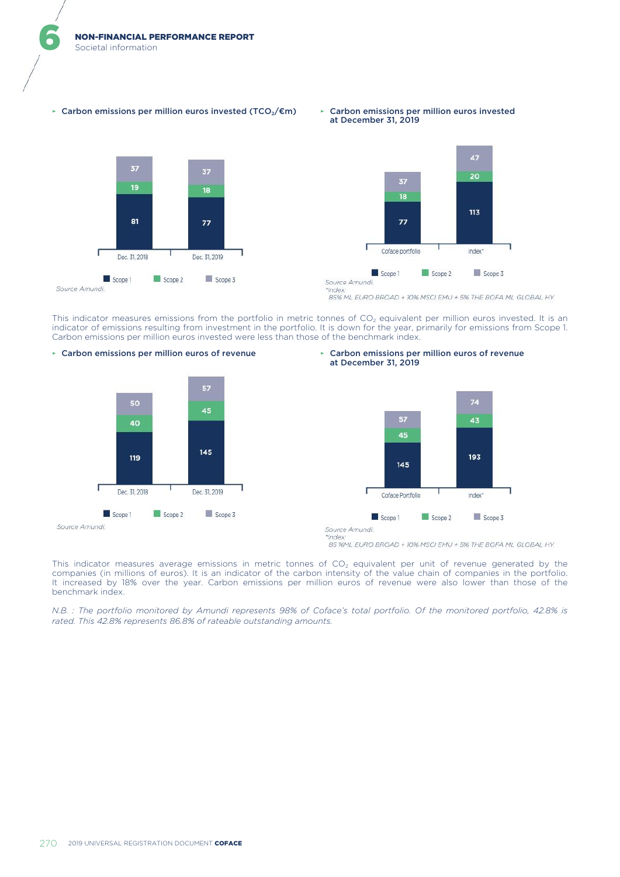- Carbon emissions per million euros invested ($TCO_2$/€m)

| | Dec. 31, 2018 | Dec. 31, 2019 |
|---|---|---|
| Scope 1 | 81 | 77 |
| Scope 2 | 19 | 18 |
| Scope 3 | 37 | 37 |

*Source Amundi.*

- Carbon emissions per million euros invested at December 31, 2019

| | Coface portfolio | Index* |
|---|---|---|
| Scope 1 | 77 | 113 |
| Scope 2 | 18 | 20 |
| Scope 3 | 37 | 47 |

*Source Amundi.*
*\*Index:*
*85% ML EURO BROAD + 10% MSCI EMU + 5% THE BOFA ML GLOBAL HY*

This indicator measures emissions from the portfolio in metric tonnes of $CO_2$ equivalent per million euros invested. It is an indicator of emissions resulting from investment in the portfolio. It is down for the year, primarily for emissions from Scope 1. Carbon emissions per million euros invested were less than those of the benchmark index.

- Carbon emissions per million euros of revenue

| | Dec. 31, 2018 | Dec. 31, 2019 |
|---|---|---|
| Scope 1 | 119 | 145 |
| Scope 2 | 40 | 45 |
| Scope 3 | 50 | 57 |

*Source Amundi.*

- Carbon emissions per million euros of revenue at December 31, 2019

| | Coface Portfolio | Index* |
|---|---|---|
| Scope 1 | 145 | 193 |
| Scope 2 | 45 | 43 |
| Scope 3 | 57 | 74 |

*Source Amundi.*
*\*Index:*
*85 %ML EURO BROAD + 10% MSCI EMU + 5% THE BOFA ML GLOBAL HY.*

This indicator measures average emissions in metric tonnes of $CO_2$ equivalent per unit of revenue generated by the companies (in millions of euros). It is an indicator of the carbon intensity of the value chain of companies in the portfolio. It increased by 18% over the year. Carbon emissions per million euros of revenue were also lower than those of the benchmark index.

*N.B. : The portfolio monitored by Amundi represents 98% of Coface's total portfolio. Of the monitored portfolio, 42.8% is rated. This 42.8% represents 86.8% of rateable outstanding amounts.*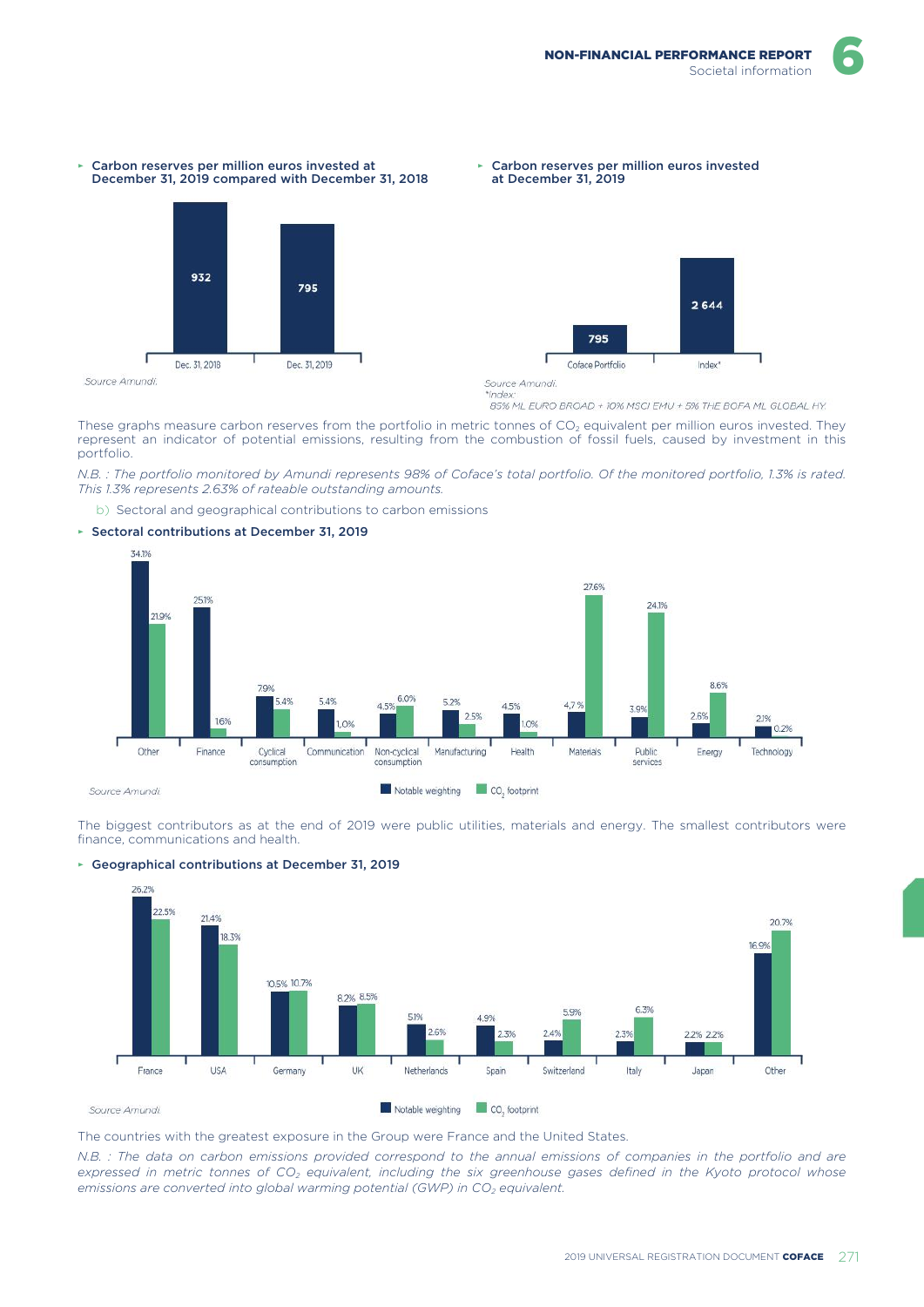- **Carbon reserves per million euros invested at December 31, 2019 compared with December 31, 2018**

| | Dec. 31, 2018 | Dec. 31, 2019 |
|---|---|---|
| Carbon reserves | 932 | 795 |

*Source Amundi.*

- **Carbon reserves per million euros invested at December 31, 2019**

| | Coface Portfolio | Index* |
|---|---|---|
| Carbon reserves | 795 | 2 644 |

*Source Amundi.*
*\*Index:*
*85% ML EURO BROAD + 10% MSCI EMU + 5% THE BOFA ML GLOBAL HY.*

These graphs measure carbon reserves from the portfolio in metric tonnes of $CO_2$ equivalent per million euros invested. They represent an indicator of potential emissions, resulting from the combustion of fossil fuels, caused by investment in this portfolio.

*N.B. : The portfolio monitored by Amundi represents 98% of Coface's total portfolio. Of the monitored portfolio, 1.3% is rated. This 1.3% represents 2.63% of rateable outstanding amounts.*

b) Sectoral and geographical contributions to carbon emissions

- **Sectoral contributions at December 31, 2019**

| Sector | Notable weighting | $CO_2$ footprint |
|---|---|---|
| Other | 34.1% | 21.9% |
| Finance | 25.1% | 1.6% |
| Cyclical consumption | 7.9% | 5.4% |
| Communication | 5.4% | 1.0% |
| Non-cyclical consumption | 4.5% | 6.0% |
| Manufacturing | 5.2% | 2.5% |
| Health | 4.5% | 1.0% |
| Materials | 4.7% | 27.6% |
| Public services | 3.9% | 24.1% |
| Energy | 2.6% | 8.6% |
| Technology | 2.1% | 0.2% |

*Source Amundi.*

The biggest contributors as at the end of 2019 were public utilities, materials and energy. The smallest contributors were finance, communications and health.

- **Geographical contributions at December 31, 2019**

| Country | Notable weighting | $CO_2$ footprint |
|---|---|---|
| France | 26.2% | 22.5% |
| USA | 21.4% | 18.3% |
| Germany | 10.5% | 10.7% |
| UK | 8.2% | 8.5% |
| Netherlands | 5.1% | 2.6% |
| Spain | 4.9% | 2.3% |
| Switzerland | 2.4% | 5.9% |
| Italy | 2.3% | 6.3% |
| Japan | 2.2% | 2.2% |
| Other | 16.9% | 20.7% |

*Source Amundi.*

The countries with the greatest exposure in the Group were France and the United States.

*N.B. : The data on carbon emissions provided correspond to the annual emissions of companies in the portfolio and are expressed in metric tonnes of $CO_2$ equivalent, including the six greenhouse gases defined in the Kyoto protocol whose emissions are converted into global warming potential (GWP) in $CO_2$ equivalent.*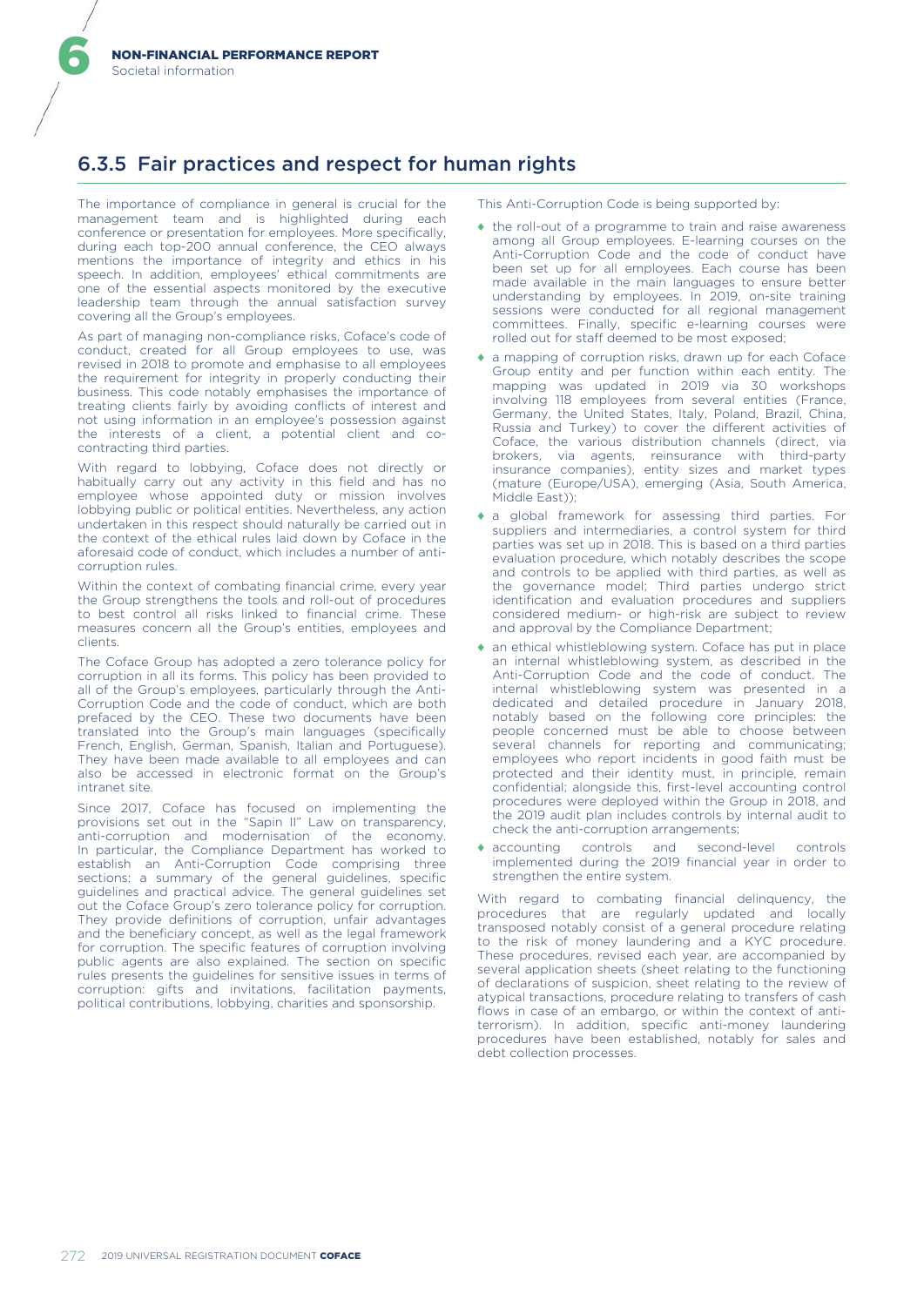## 6.3.5 Fair practices and respect for human rights

The importance of compliance in general is crucial for the management team and is highlighted during each conference or presentation for employees. More specifically, during each top-200 annual conference, the CEO always mentions the importance of integrity and ethics in his speech. In addition, employees' ethical commitments are one of the essential aspects monitored by the executive leadership team through the annual satisfaction survey covering all the Group's employees.

As part of managing non-compliance risks, Coface's code of conduct, created for all Group employees to use, was revised in 2018 to promote and emphasise to all employees the requirement for integrity in properly conducting their business. This code notably emphasises the importance of treating clients fairly by avoiding conflicts of interest and not using information in an employee's possession against the interests of a client, a potential client and co-contracting third parties.

With regard to lobbying, Coface does not directly or habitually carry out any activity in this field and has no employee whose appointed duty or mission involves lobbying public or political entities. Nevertheless, any action undertaken in this respect should naturally be carried out in the context of the ethical rules laid down by Coface in the aforesaid code of conduct, which includes a number of anti-corruption rules.

Within the context of combating financial crime, every year the Group strengthens the tools and roll-out of procedures to best control all risks linked to financial crime. These measures concern all the Group's entities, employees and clients.

The Coface Group has adopted a zero tolerance policy for corruption in all its forms. This policy has been provided to all of the Group's employees, particularly through the Anti-Corruption Code and the code of conduct, which are both prefaced by the CEO. These two documents have been translated into the Group's main languages (specifically French, English, German, Spanish, Italian and Portuguese). They have been made available to all employees and can also be accessed in electronic format on the Group's intranet site.

Since 2017, Coface has focused on implementing the provisions set out in the "Sapin II" Law on transparency, anti-corruption and modernisation of the economy. In particular, the Compliance Department has worked to establish an Anti-Corruption Code comprising three sections: a summary of the general guidelines, specific guidelines and practical advice. The general guidelines set out the Coface Group's zero tolerance policy for corruption. They provide definitions of corruption, unfair advantages and the beneficiary concept, as well as the legal framework for corruption. The specific features of corruption involving public agents are also explained. The section on specific rules presents the guidelines for sensitive issues in terms of corruption: gifts and invitations, facilitation payments, political contributions, lobbying, charities and sponsorship.

This Anti-Corruption Code is being supported by:

- the roll-out of a programme to train and raise awareness among all Group employees. E-learning courses on the Anti-Corruption Code and the code of conduct have been set up for all employees. Each course has been made available in the main languages to ensure better understanding by employees. In 2019, on-site training sessions were conducted for all regional management committees. Finally, specific e-learning courses were rolled out for staff deemed to be most exposed;
- a mapping of corruption risks, drawn up for each Coface Group entity and per function within each entity. The mapping was updated in 2019 via 30 workshops involving 118 employees from several entities (France, Germany, the United States, Italy, Poland, Brazil, China, Russia and Turkey) to cover the different activities of Coface, the various distribution channels (direct, via brokers, via agents, reinsurance with third-party insurance companies), entity sizes and market types (mature (Europe/USA), emerging (Asia, South America, Middle East));
- a global framework for assessing third parties. For suppliers and intermediaries, a control system for third parties was set up in 2018. This is based on a third parties evaluation procedure, which notably describes the scope and controls to be applied with third parties, as well as the governance model; Third parties undergo strict identification and evaluation procedures and suppliers considered medium- or high-risk are subject to review and approval by the Compliance Department;
- an ethical whistleblowing system. Coface has put in place an internal whistleblowing system, as described in the Anti-Corruption Code and the code of conduct. The internal whistleblowing system was presented in a dedicated and detailed procedure in January 2018, notably based on the following core principles: the people concerned must be able to choose between several channels for reporting and communicating; employees who report incidents in good faith must be protected and their identity must, in principle, remain confidential; alongside this, first-level accounting control procedures were deployed within the Group in 2018, and the 2019 audit plan includes controls by internal audit to check the anti-corruption arrangements;
- accounting controls and second-level controls implemented during the 2019 financial year in order to strengthen the entire system.

With regard to combating financial delinquency, the procedures that are regularly updated and locally transposed notably consist of a general procedure relating to the risk of money laundering and a KYC procedure. These procedures, revised each year, are accompanied by several application sheets (sheet relating to the functioning of declarations of suspicion, sheet relating to the review of atypical transactions, procedure relating to transfers of cash flows in case of an embargo, or within the context of anti-terrorism). In addition, specific anti-money laundering procedures have been established, notably for sales and debt collection processes.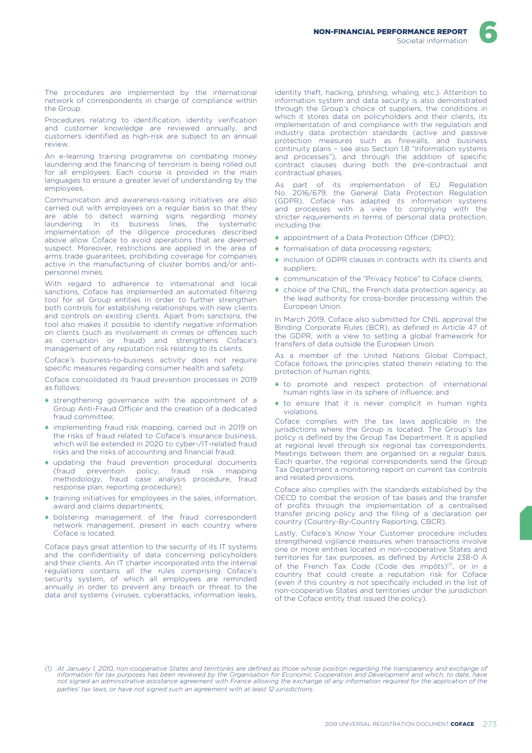The procedures are implemented by the international network of correspondents in charge of compliance within the Group.

Procedures relating to identification, identity verification and customer knowledge are reviewed annually, and customers identified as high-risk are subject to an annual review.

An e-learning training programme on combating money laundering and the financing of terrorism is being rolled out for all employees. Each course is provided in the main languages to ensure a greater level of understanding by the employees.

Communication and awareness-raising initiatives are also carried out with employees on a regular basis so that they are able to detect warning signs regarding money laundering. In its business lines, the systematic implementation of the diligence procedures described above allow Coface to avoid operations that are deemed suspect. Moreover, restrictions are applied in the area of arms trade guarantees, prohibiting coverage for companies active in the manufacturing of cluster bombs and/or anti-personnel mines.

With regard to adherence to international and local sanctions, Coface has implemented an automated filtering tool for all Group entities in order to further strengthen both controls for establishing relationships with new clients and controls on existing clients. Apart from sanctions, the tool also makes it possible to identify negative information on clients (such as involvement in crimes or offences such as corruption or fraud) and strengthens Coface's management of any reputation risk relating to its clients.

Coface's business-to-business activity does not require specific measures regarding consumer health and safety.

Coface consolidated its fraud prevention processes in 2019 as follows:

- strengthening governance with the appointment of a Group Anti-Fraud Officer and the creation of a dedicated fraud committee;
- implementing fraud risk mapping, carried out in 2019 on the risks of fraud related to Coface's insurance business, which will be extended in 2020 to cyber-/IT-related fraud risks and the risks of accounting and financial fraud;
- updating the fraud prevention procedural documents (fraud prevention policy, fraud risk mapping methodology, fraud case analysis procedure, fraud response plan, reporting procedure);
- training initiatives for employees in the sales, information, award and claims departments;
- bolstering management of the fraud correspondent network management, present in each country where Coface is located.

Coface pays great attention to the security of its IT systems and the confidentiality of data concerning policyholders and their clients. An IT charter incorporated into the internal regulations contains all the rules comprising Coface's security system, of which all employees are reminded annually in order to prevent any breach or threat to the data and systems (viruses, cyberattacks, information leaks, identity theft, hacking, phishing, whaling, etc.). Attention to information system and data security is also demonstrated through the Group's choice of suppliers, the conditions in which it stores data on policyholders and their clients, its implementation of and compliance with the regulation and industry data protection standards (active and passive protection measures such as firewalls, and business continuity plans – see also Section 1.8 "Information systems and processes"), and through the addition of specific contract clauses during both the pre-contractual and contractual phases.

As part of its implementation of EU Regulation No. 2016/679, the General Data Protection Regulation (GDPR), Coface has adapted its information systems and processes with a view to complying with the stricter requirements in terms of personal data protection, including the:

- appointment of a Data Protection Officer (DPO);
- formalisation of data processing registers;
- inclusion of GDPR clauses in contracts with its clients and suppliers;
- communication of the "Privacy Notice" to Coface clients;
- choice of the CNIL, the French data protection agency, as the lead authority for cross-border processing within the European Union.

In March 2019, Coface also submitted for CNIL approval the Binding Corporate Rules (BCR), as defined in Article 47 of the GDPR, with a view to setting a global framework for transfers of data outside the European Union.

As a member of the United Nations Global Compact, Coface follows the principles stated therein relating to the protection of human rights:

- to promote and respect protection of international human rights law in its sphere of influence; and
- to ensure that it is never complicit in human rights violations.

Coface complies with the tax laws applicable in the jurisdictions where the Group is located. The Group's tax policy is defined by the Group Tax Department. It is applied at regional level through six regional tax correspondents. Meetings between them are organised on a regular basis. Each quarter, the regional correspondents send the Group Tax Department a monitoring report on current tax controls and related provisions.

Coface also complies with the standards established by the OECD to combat the erosion of tax bases and the transfer of profits through the implementation of a centralised transfer pricing policy and the filing of a declaration per country (Country-By-Country Reporting, CBCR).

Lastly, Coface's Know Your Customer procedure includes strengthened vigilance measures when transactions involve one or more entities located in non-cooperative States and territories for tax purposes, as defined by Article 238-0 A of the French Tax Code (Code des impôts)[1], or in a country that could create a reputation risk for Coface (even if this country is not specifically included in the list of non-cooperative States and territories under the jurisdiction of the Coface entity that issued the policy).

*(1) At January 1, 2010, non-cooperative States and territories are defined as those whose position regarding the transparency and exchange of information for tax purposes has been reviewed by the Organisation for Economic Cooperation and Development and which, to date, have not signed an administrative assistance agreement with France allowing the exchange of any information required for the application of the parties' tax laws, or have not signed such an agreement with at least 12 jurisdictions.*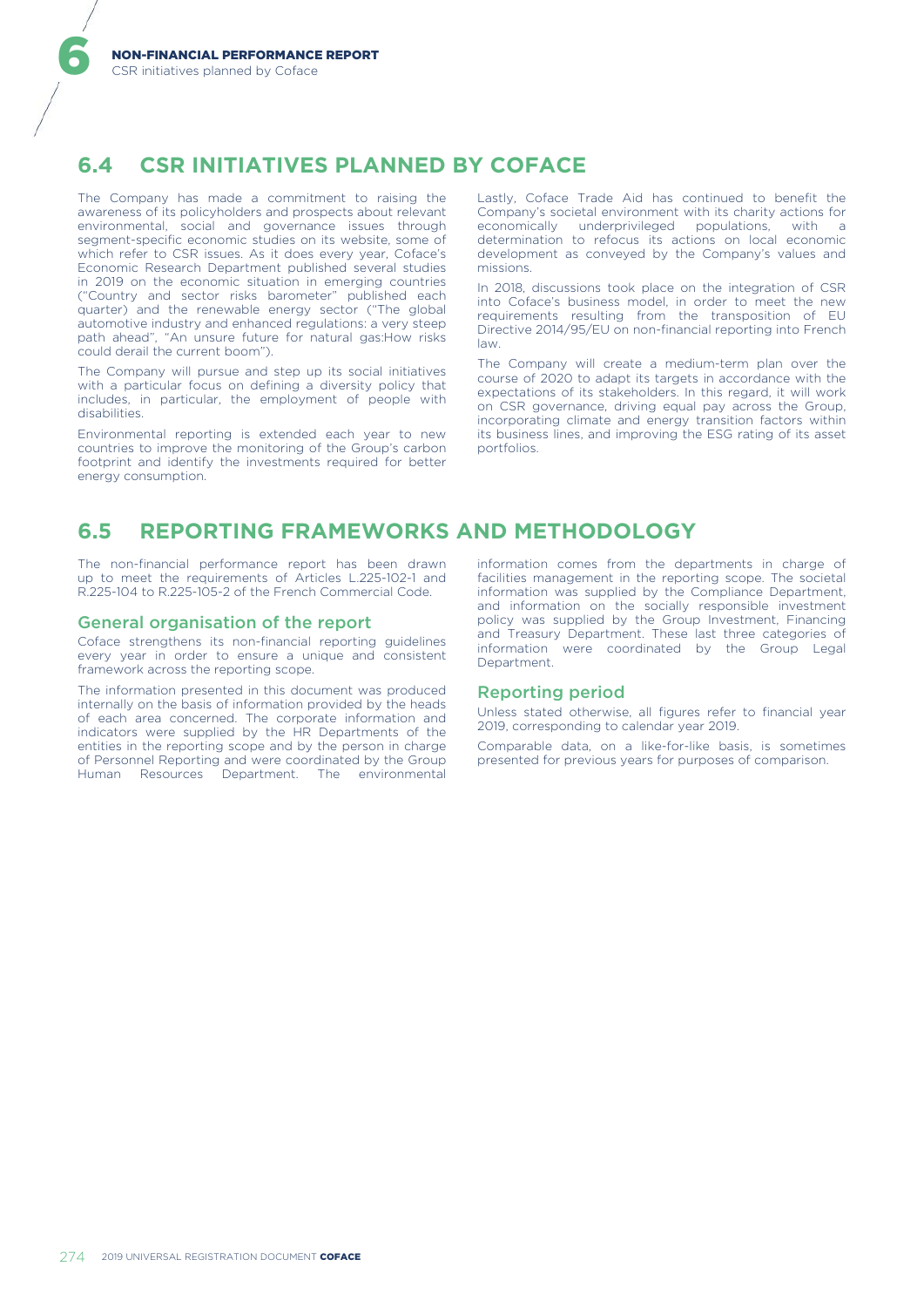## 6.4 CSR INITIATIVES PLANNED BY COFACE

The Company has made a commitment to raising the awareness of its policyholders and prospects about relevant environmental, social and governance issues through segment-specific economic studies on its website, some of which refer to CSR issues. As it does every year, Coface's Economic Research Department published several studies in 2019 on the economic situation in emerging countries ("Country and sector risks barometer" published each quarter) and the renewable energy sector ("The global automotive industry and enhanced regulations: a very steep path ahead", "An unsure future for natural gas:How risks could derail the current boom").

The Company will pursue and step up its social initiatives with a particular focus on defining a diversity policy that includes, in particular, the employment of people with disabilities.

Environmental reporting is extended each year to new countries to improve the monitoring of the Group's carbon footprint and identify the investments required for better energy consumption.

Lastly, Coface Trade Aid has continued to benefit the Company's societal environment with its charity actions for economically underprivileged populations, with a determination to refocus its actions on local economic development as conveyed by the Company's values and missions.

In 2018, discussions took place on the integration of CSR into Coface's business model, in order to meet the new requirements resulting from the transposition of EU Directive 2014/95/EU on non-financial reporting into French law.

The Company will create a medium-term plan over the course of 2020 to adapt its targets in accordance with the expectations of its stakeholders. In this regard, it will work on CSR governance, driving equal pay across the Group, incorporating climate and energy transition factors within its business lines, and improving the ESG rating of its asset portfolios.

## 6.5 REPORTING FRAMEWORKS AND METHODOLOGY

The non-financial performance report has been drawn up to meet the requirements of Articles L.225-102-1 and R.225-104 to R.225-105-2 of the French Commercial Code.

### General organisation of the report

Coface strengthens its non-financial reporting guidelines every year in order to ensure a unique and consistent framework across the reporting scope.

The information presented in this document was produced internally on the basis of information provided by the heads of each area concerned. The corporate information and indicators were supplied by the HR Departments of the entities in the reporting scope and by the person in charge of Personnel Reporting and were coordinated by the Group Human Resources Department. The environmental information comes from the departments in charge of facilities management in the reporting scope. The societal information was supplied by the Compliance Department, and information on the socially responsible investment policy was supplied by the Group Investment, Financing and Treasury Department. These last three categories of information were coordinated by the Group Legal Department.

### Reporting period

Unless stated otherwise, all figures refer to financial year 2019, corresponding to calendar year 2019.

Comparable data, on a like-for-like basis, is sometimes presented for previous years for purposes of comparison.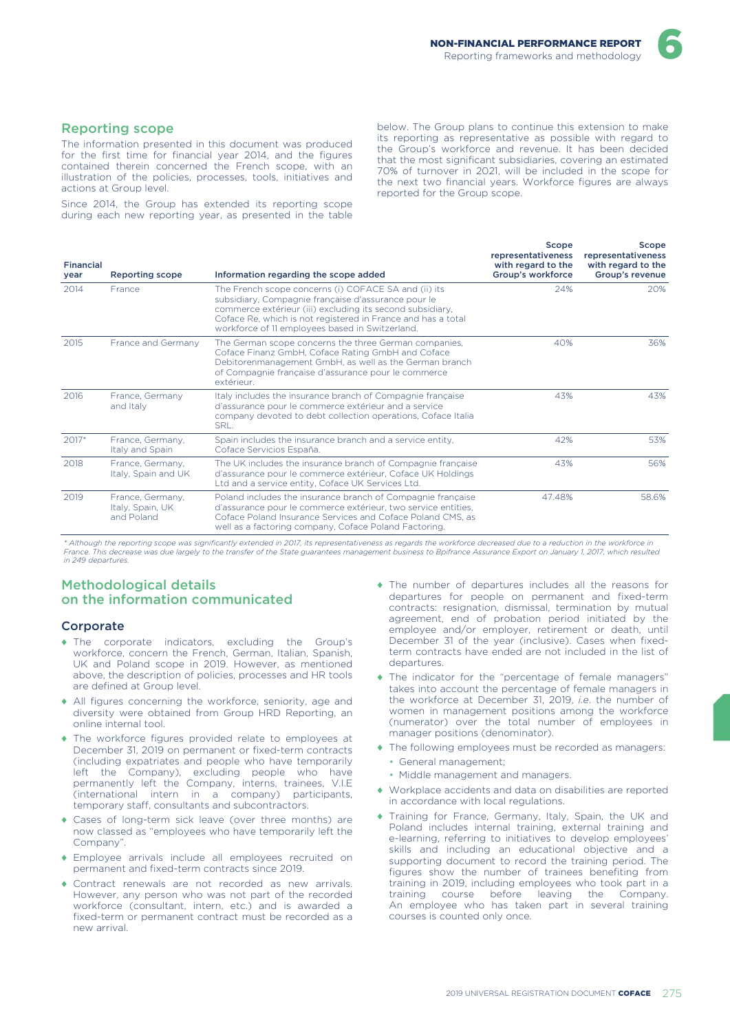## Reporting scope

The information presented in this document was produced for the first time for financial year 2014, and the figures contained therein concerned the French scope, with an illustration of the policies, processes, tools, initiatives and actions at Group level.

Since 2014, the Group has extended its reporting scope during each new reporting year, as presented in the table below. The Group plans to continue this extension to make its reporting as representative as possible with regard to the Group's workforce and revenue. It has been decided that the most significant subsidiaries, covering an estimated 70% of turnover in 2021, will be included in the scope for the next two financial years. Workforce figures are always reported for the Group scope.

| Financial year | Reporting scope | Information regarding the scope added | Scope representativeness with regard to the Group's workforce | Scope representativeness with regard to the Group's revenue |
|---|---|---|---|---|
| 2014 | France | The French scope concerns (i) COFACE SA and (ii) its subsidiary, Compagnie française d'assurance pour le commerce extérieur (iii) excluding its second subsidiary, Coface Re, which is not registered in France and has a total workforce of 11 employees based in Switzerland. | 24% | 20% |
| 2015 | France and Germany | The German scope concerns the three German companies, Coface Finanz GmbH, Coface Rating GmbH and Coface Debitorenmanagement GmbH, as well as the German branch of Compagnie française d'assurance pour le commerce extérieur. | 40% | 36% |
| 2016 | France, Germany and Italy | Italy includes the insurance branch of Compagnie française d'assurance pour le commerce extérieur and a service company devoted to debt collection operations, Coface Italia SRL. | 43% | 43% |
| 2017* | France, Germany, Italy and Spain | Spain includes the insurance branch and a service entity, Coface Servicios España. | 42% | 53% |
| 2018 | France, Germany, Italy, Spain and UK | The UK includes the insurance branch of Compagnie française d'assurance pour le commerce extérieur, Coface UK Holdings Ltd and a service entity, Coface UK Services Ltd. | 43% | 56% |
| 2019 | France, Germany, Italy, Spain, UK and Poland | Poland includes the insurance branch of Compagnie française d'assurance pour le commerce extérieur, two service entities, Coface Poland Insurance Services and Coface Poland CMS, as well as a factoring company, Coface Poland Factoring. | 47.48% | 58.6% |

*\* Although the reporting scope was significantly extended in 2017, its representativeness as regards the workforce decreased due to a reduction in the workforce in France. This decrease was due largely to the transfer of the State guarantees management business to Bpifrance Assurance Export on January 1, 2017, which resulted in 249 departures.*

## Methodological details on the information communicated

### Corporate

- The corporate indicators, excluding the Group's workforce, concern the French, German, Italian, Spanish, UK and Poland scope in 2019. However, as mentioned above, the description of policies, processes and HR tools are defined at Group level.
- All figures concerning the workforce, seniority, age and diversity were obtained from Group HRD Reporting, an online internal tool.
- The workforce figures provided relate to employees at December 31, 2019 on permanent or fixed-term contracts (including expatriates and people who have temporarily left the Company), excluding people who have permanently left the Company, interns, trainees, V.I.E (international intern in a company) participants, temporary staff, consultants and subcontractors.
- Cases of long-term sick leave (over three months) are now classed as "employees who have temporarily left the Company".
- Employee arrivals include all employees recruited on permanent and fixed-term contracts since 2019.
- Contract renewals are not recorded as new arrivals. However, any person who was not part of the recorded workforce (consultant, intern, etc.) and is awarded a fixed-term or permanent contract must be recorded as a new arrival.
- The number of departures includes all the reasons for departures for people on permanent and fixed-term contracts: resignation, dismissal, termination by mutual agreement, end of probation period initiated by the employee and/or employer, retirement or death, until December 31 of the year (inclusive). Cases when fixed-term contracts have ended are not included in the list of departures.
- The indicator for the "percentage of female managers" takes into account the percentage of female managers in the workforce at December 31, 2019, *i.e.* the number of women in management positions among the workforce (numerator) over the total number of employees in manager positions (denominator).
- The following employees must be recorded as managers:
  - General management;
  - Middle management and managers.
- Workplace accidents and data on disabilities are reported in accordance with local regulations.
- Training for France, Germany, Italy, Spain, the UK and Poland includes internal training, external training and e-learning, referring to initiatives to develop employees' skills and including an educational objective and a supporting document to record the training period. The figures show the number of trainees benefiting from training in 2019, including employees who took part in a training course before leaving the Company. An employee who has taken part in several training courses is counted only once.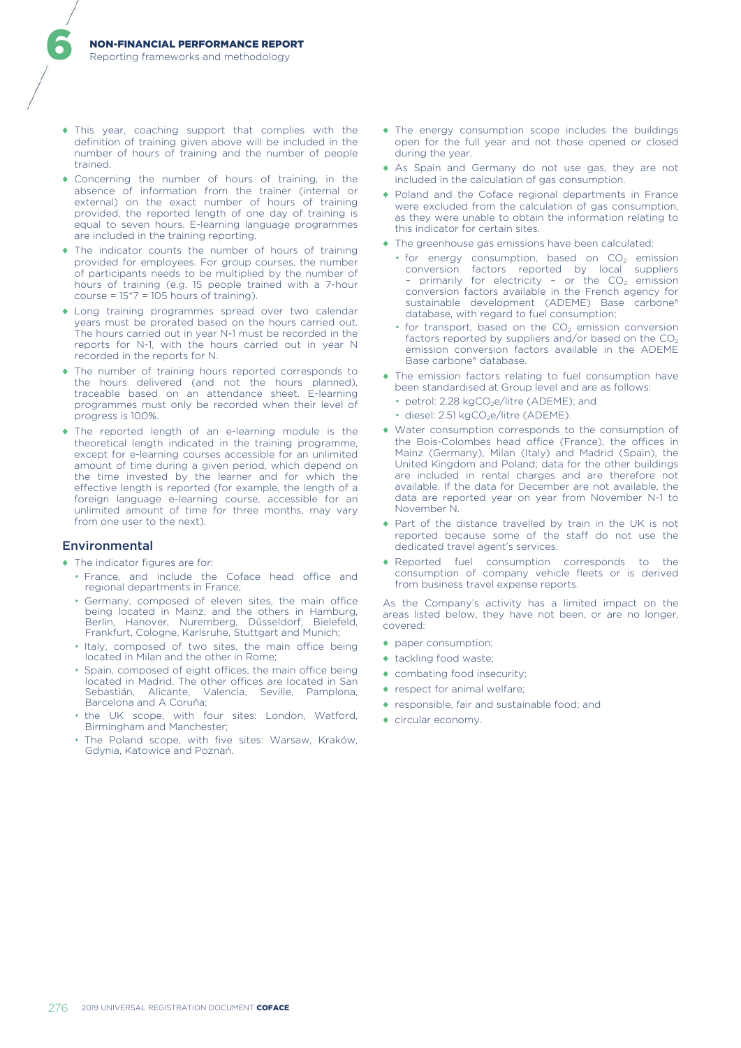- This year, coaching support that complies with the definition of training given above will be included in the number of hours of training and the number of people trained.
- Concerning the number of hours of training, in the absence of information from the trainer (internal or external) on the exact number of hours of training provided, the reported length of one day of training is equal to seven hours. E-learning language programmes are included in the training reporting.
- The indicator counts the number of hours of training provided for employees. For group courses, the number of participants needs to be multiplied by the number of hours of training (e.g. 15 people trained with a 7-hour course = 15*7 = 105 hours of training).
- Long training programmes spread over two calendar years must be prorated based on the hours carried out. The hours carried out in year N-1 must be recorded in the reports for N-1, with the hours carried out in year N recorded in the reports for N.
- The number of training hours reported corresponds to the hours delivered (and not the hours planned), traceable based on an attendance sheet. E-learning programmes must only be recorded when their level of progress is 100%.
- The reported length of an e-learning module is the theoretical length indicated in the training programme, except for e-learning courses accessible for an unlimited amount of time during a given period, which depend on the time invested by the learner and for which the effective length is reported (for example, the length of a foreign language e-learning course, accessible for an unlimited amount of time for three months, may vary from one user to the next).

### Environmental

- The indicator figures are for:
  - France, and include the Coface head office and regional departments in France;
  - Germany, composed of eleven sites, the main office being located in Mainz, and the others in Hamburg, Berlin, Hanover, Nuremberg, Düsseldorf, Bielefeld, Frankfurt, Cologne, Karlsruhe, Stuttgart and Munich;
  - Italy, composed of two sites, the main office being located in Milan and the other in Rome;
  - Spain, composed of eight offices, the main office being located in Madrid. The other offices are located in San Sebastián, Alicante, Valencia, Seville, Pamplona, Barcelona and A Coruña;
  - the UK scope, with four sites: London, Watford, Birmingham and Manchester;
  - The Poland scope, with five sites: Warsaw, Kraków, Gdynia, Katowice and Poznań.
- The energy consumption scope includes the buildings open for the full year and not those opened or closed during the year.
- As Spain and Germany do not use gas, they are not included in the calculation of gas consumption.
- Poland and the Coface regional departments in France were excluded from the calculation of gas consumption, as they were unable to obtain the information relating to this indicator for certain sites.
- The greenhouse gas emissions have been calculated:
  - for energy consumption, based on $CO_2$ emission conversion factors reported by local suppliers – primarily for electricity – or the $CO_2$ emission conversion factors available in the French agency for sustainable development (ADEME) Base carbone® database, with regard to fuel consumption;
  - for transport, based on the $CO_2$ emission conversion factors reported by suppliers and/or based on the $CO_2$ emission conversion factors available in the ADEME Base carbone® database.
- The emission factors relating to fuel consumption have been standardised at Group level and are as follows:
  - petrol: 2.28 $kgCO_2e$/litre (ADEME); and
  - diesel: 2.51 $kgCO_2e$/litre (ADEME).
- Water consumption corresponds to the consumption of the Bois-Colombes head office (France), the offices in Mainz (Germany), Milan (Italy) and Madrid (Spain), the United Kingdom and Poland; data for the other buildings are included in rental charges and are therefore not available. If the data for December are not available, the data are reported year on year from November N-1 to November N.
- Part of the distance travelled by train in the UK is not reported because some of the staff do not use the dedicated travel agent's services.
- Reported fuel consumption corresponds to the consumption of company vehicle fleets or is derived from business travel expense reports.

As the Company's activity has a limited impact on the areas listed below, they have not been, or are no longer, covered:

- paper consumption;
- tackling food waste;
- combating food insecurity;
- respect for animal welfare;
- responsible, fair and sustainable food; and
- circular economy.